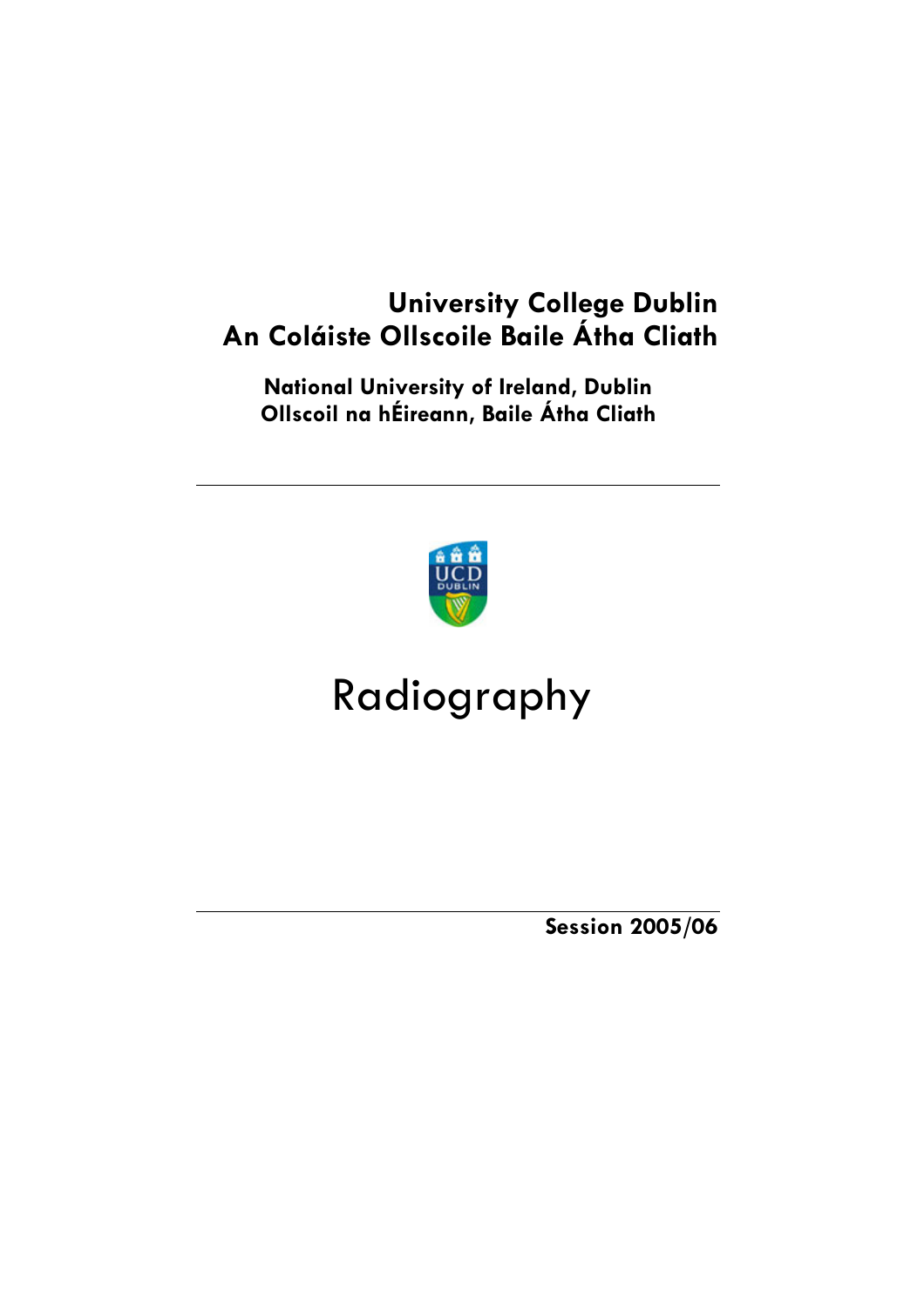**University College Dublin**
**An Coláiste Ollscoile Baile Átha Cliath**

**National University of Ireland, Dublin**
**Ollscoil na hÉireann, Baile Átha Cliath**

---

# Radiography

---

**Session 2005/06**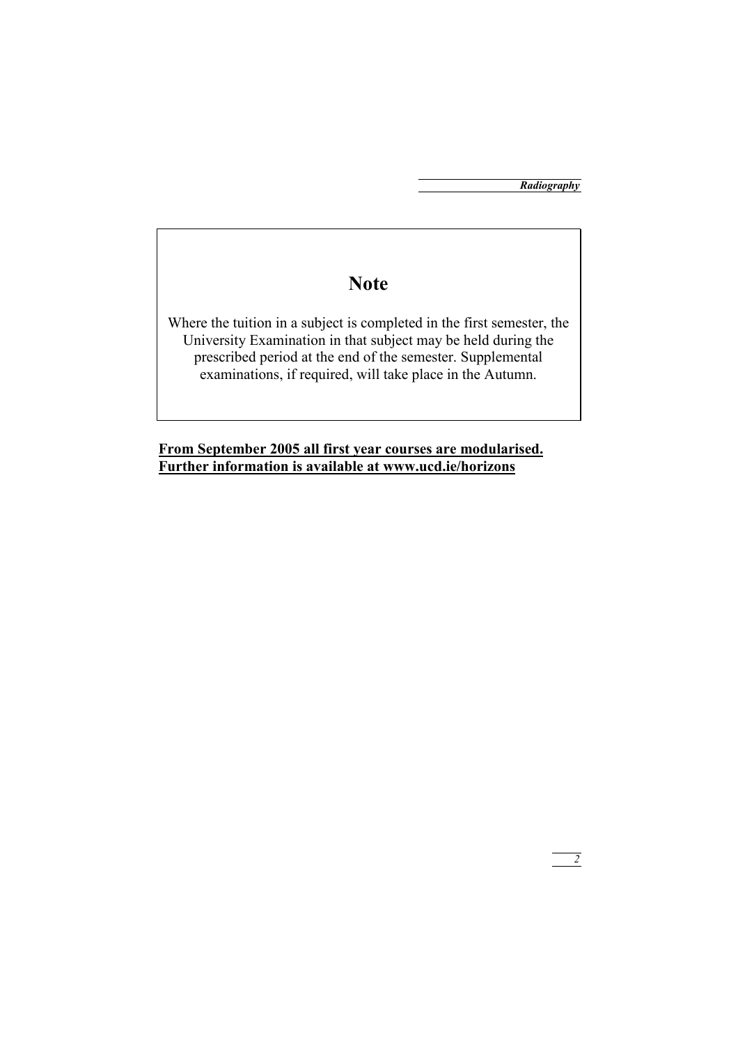## Note

Where the tuition in a subject is completed in the first semester, the University Examination in that subject may be held during the prescribed period at the end of the semester. Supplemental examinations, if required, will take place in the Autumn.

**From September 2005 all first year courses are modularised. Further information is available at www.ucd.ie/horizons**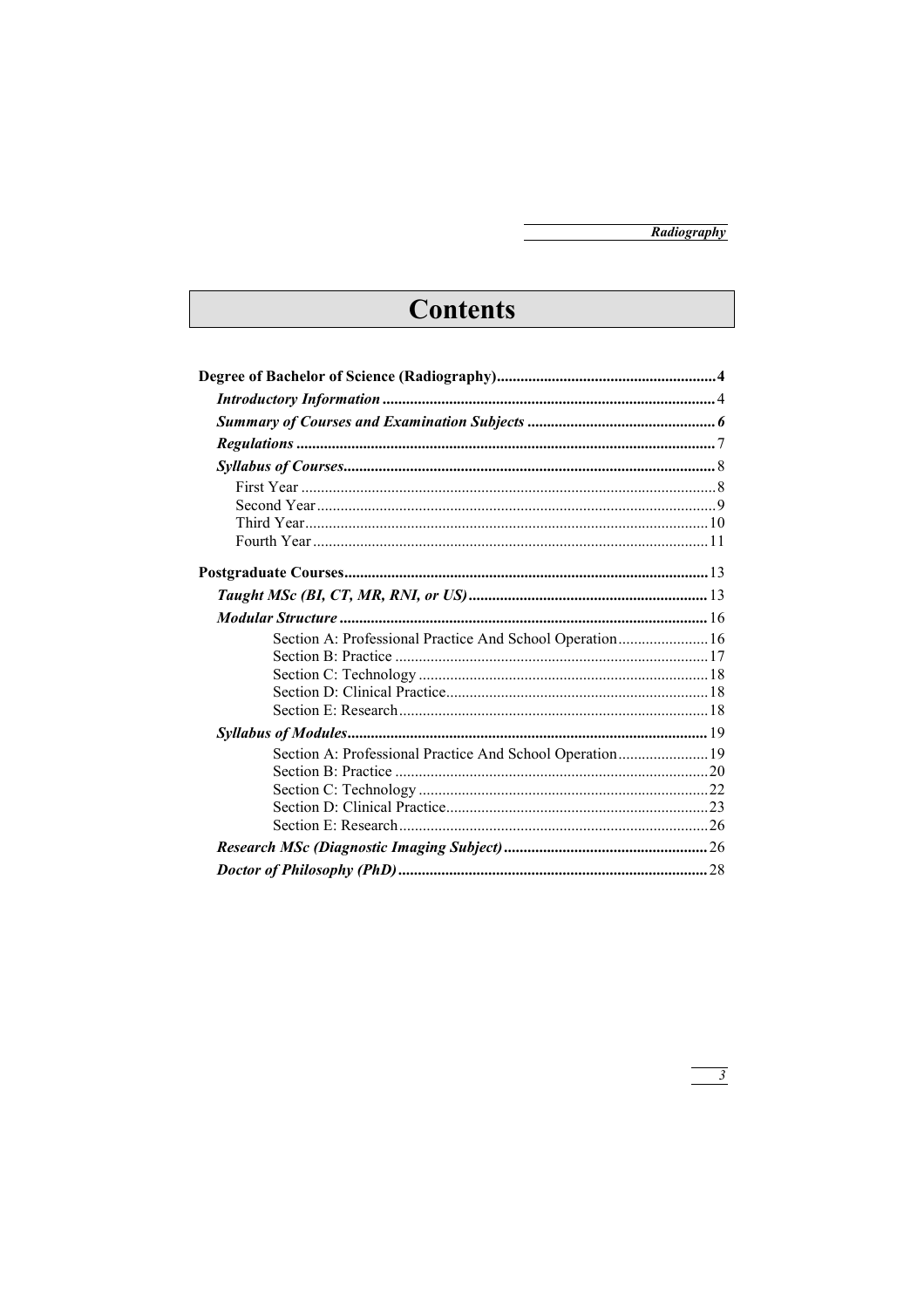# Contents

**Degree of Bachelor of Science (Radiography)** .......... **4**

***Introductory Information*** .......... 4

***Summary of Courses and Examination Subjects*** .......... *6*

***Regulations*** .......... 7

***Syllabus of Courses*** .......... 8

- First Year .......... 8
- Second Year .......... 9
- Third Year .......... 10
- Fourth Year .......... 11

**Postgraduate Courses** .......... 13

***Taught MSc (BI, CT, MR, RNI, or US)*** .......... 13

***Modular Structure*** .......... 16

- Section A: Professional Practice And School Operation .......... 16
- Section B: Practice .......... 17
- Section C: Technology .......... 18
- Section D: Clinical Practice .......... 18
- Section E: Research .......... 18

***Syllabus of Modules*** .......... 19

- Section A: Professional Practice And School Operation .......... 19
- Section B: Practice .......... 20
- Section C: Technology .......... 22
- Section D: Clinical Practice .......... 23
- Section E: Research .......... 26

***Research MSc (Diagnostic Imaging Subject)*** .......... 26

***Doctor of Philosophy (PhD)*** .......... 28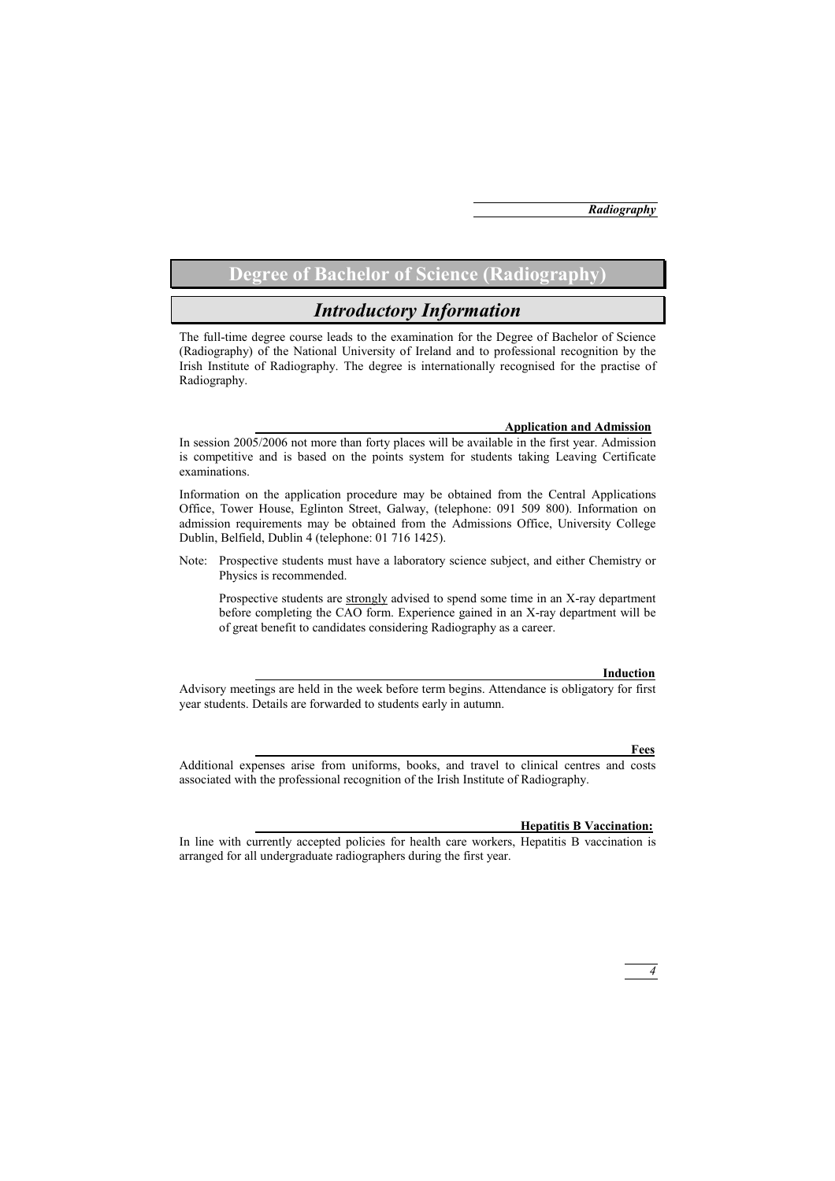# Degree of Bachelor of Science (Radiography)

## *Introductory Information*

The full-time degree course leads to the examination for the Degree of Bachelor of Science (Radiography) of the National University of Ireland and to professional recognition by the Irish Institute of Radiography. The degree is internationally recognised for the practise of Radiography.

### Application and Admission

In session 2005/2006 not more than forty places will be available in the first year. Admission is competitive and is based on the points system for students taking Leaving Certificate examinations.

Information on the application procedure may be obtained from the Central Applications Office, Tower House, Eglinton Street, Galway, (telephone: 091 509 800). Information on admission requirements may be obtained from the Admissions Office, University College Dublin, Belfield, Dublin 4 (telephone: 01 716 1425).

Note: Prospective students must have a laboratory science subject, and either Chemistry or Physics is recommended.

Prospective students are strongly advised to spend some time in an X-ray department before completing the CAO form. Experience gained in an X-ray department will be of great benefit to candidates considering Radiography as a career.

### Induction

Advisory meetings are held in the week before term begins. Attendance is obligatory for first year students. Details are forwarded to students early in autumn.

### Fees

Additional expenses arise from uniforms, books, and travel to clinical centres and costs associated with the professional recognition of the Irish Institute of Radiography.

### Hepatitis B Vaccination:

In line with currently accepted policies for health care workers, Hepatitis B vaccination is arranged for all undergraduate radiographers during the first year.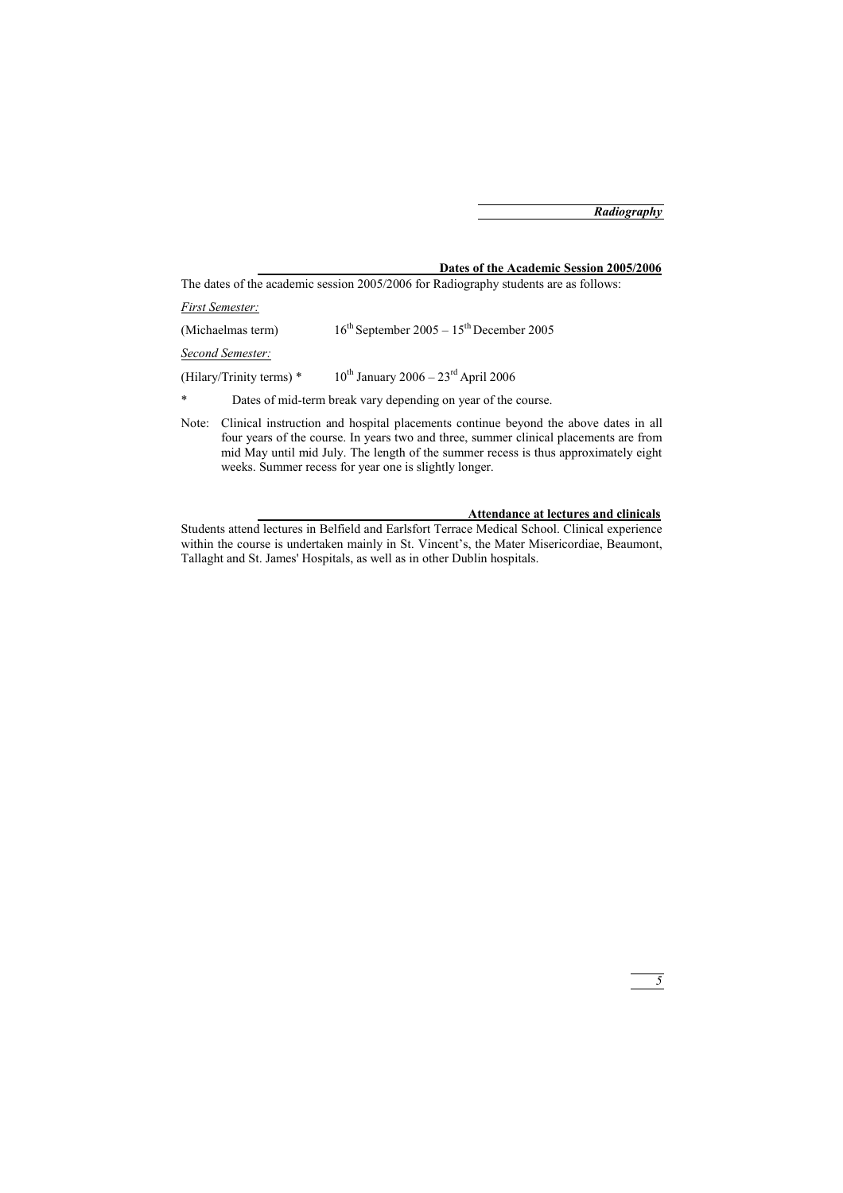## Dates of the Academic Session 2005/2006

The dates of the academic session 2005/2006 for Radiography students are as follows:

*First Semester:*

(Michaelmas term) 16th September 2005 – 15th December 2005

*Second Semester:*

(Hilary/Trinity terms) * 10th January 2006 – 23rd April 2006

* Dates of mid-term break vary depending on year of the course.

Note: Clinical instruction and hospital placements continue beyond the above dates in all four years of the course. In years two and three, summer clinical placements are from mid May until mid July. The length of the summer recess is thus approximately eight weeks. Summer recess for year one is slightly longer.

## Attendance at lectures and clinicals

Students attend lectures in Belfield and Earlsfort Terrace Medical School. Clinical experience within the course is undertaken mainly in St. Vincent's, the Mater Misericordiae, Beaumont, Tallaght and St. James' Hospitals, as well as in other Dublin hospitals.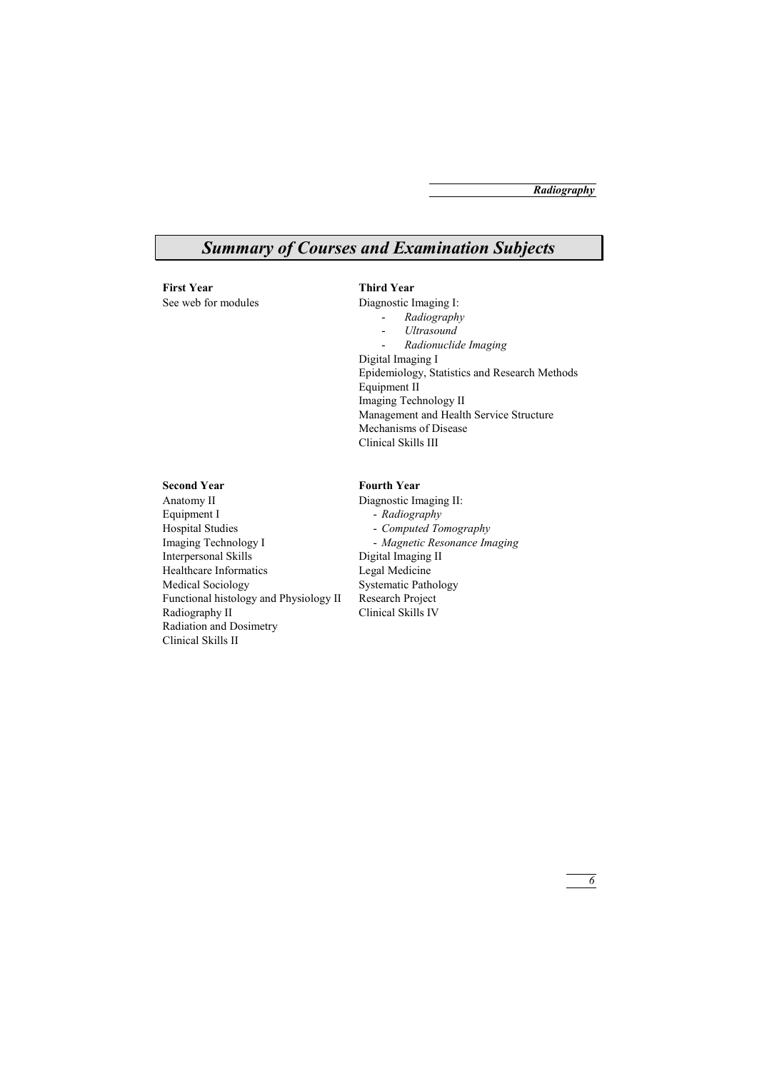# *Summary of Courses and Examination Subjects*

**First Year**

See web for modules

**Second Year**

Anatomy II
Equipment I
Hospital Studies
Imaging Technology I
Interpersonal Skills
Healthcare Informatics
Medical Sociology
Functional histology and Physiology II
Radiography II
Radiation and Dosimetry
Clinical Skills II

**Third Year**

Diagnostic Imaging I:

- *Radiography*
- *Ultrasound*
- *Radionuclide Imaging*

Digital Imaging I
Epidemiology, Statistics and Research Methods
Equipment II
Imaging Technology II
Management and Health Service Structure
Mechanisms of Disease
Clinical Skills III

**Fourth Year**

Diagnostic Imaging II:

- *Radiography*
- *Computed Tomography*
- *Magnetic Resonance Imaging*

Digital Imaging II
Legal Medicine
Systematic Pathology
Research Project
Clinical Skills IV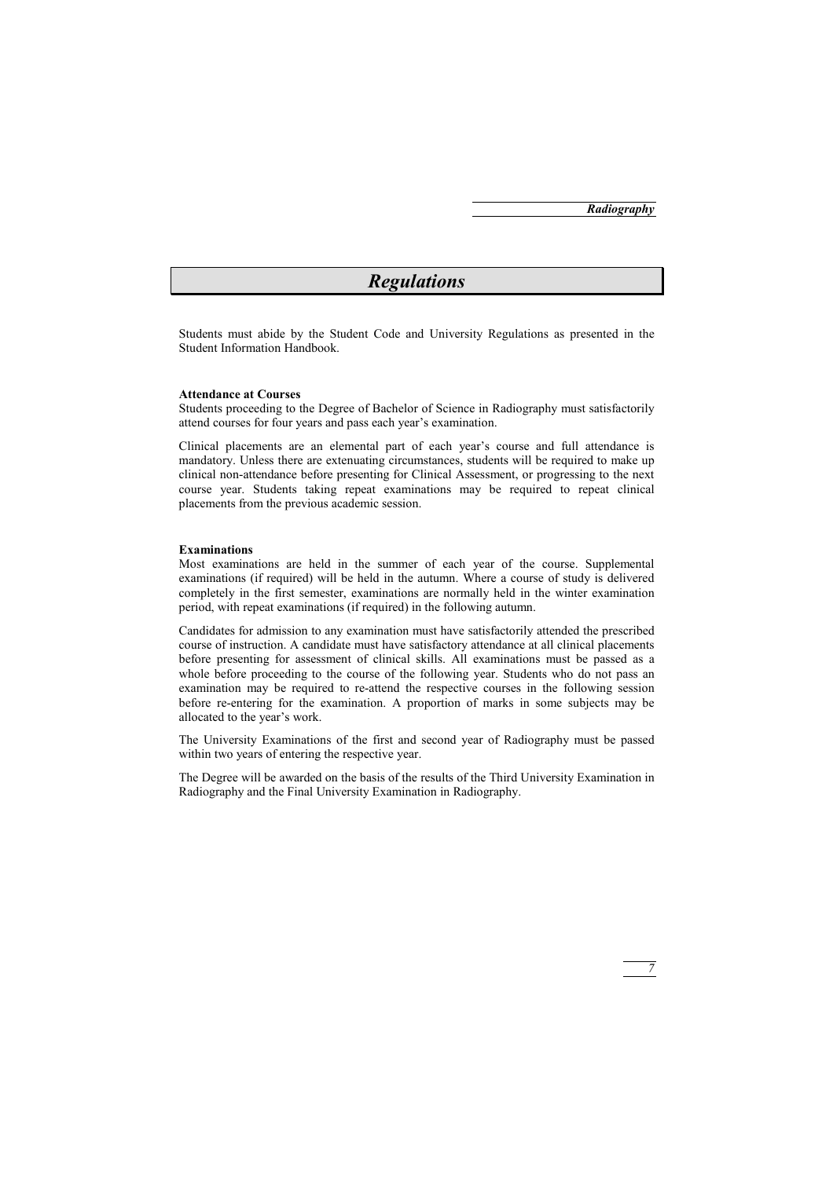# Regulations

Students must abide by the Student Code and University Regulations as presented in the Student Information Handbook.

### Attendance at Courses

Students proceeding to the Degree of Bachelor of Science in Radiography must satisfactorily attend courses for four years and pass each year's examination.

Clinical placements are an elemental part of each year's course and full attendance is mandatory. Unless there are extenuating circumstances, students will be required to make up clinical non-attendance before presenting for Clinical Assessment, or progressing to the next course year. Students taking repeat examinations may be required to repeat clinical placements from the previous academic session.

### Examinations

Most examinations are held in the summer of each year of the course. Supplemental examinations (if required) will be held in the autumn. Where a course of study is delivered completely in the first semester, examinations are normally held in the winter examination period, with repeat examinations (if required) in the following autumn.

Candidates for admission to any examination must have satisfactorily attended the prescribed course of instruction. A candidate must have satisfactory attendance at all clinical placements before presenting for assessment of clinical skills. All examinations must be passed as a whole before proceeding to the course of the following year. Students who do not pass an examination may be required to re-attend the respective courses in the following session before re-entering for the examination. A proportion of marks in some subjects may be allocated to the year's work.

The University Examinations of the first and second year of Radiography must be passed within two years of entering the respective year.

The Degree will be awarded on the basis of the results of the Third University Examination in Radiography and the Final University Examination in Radiography.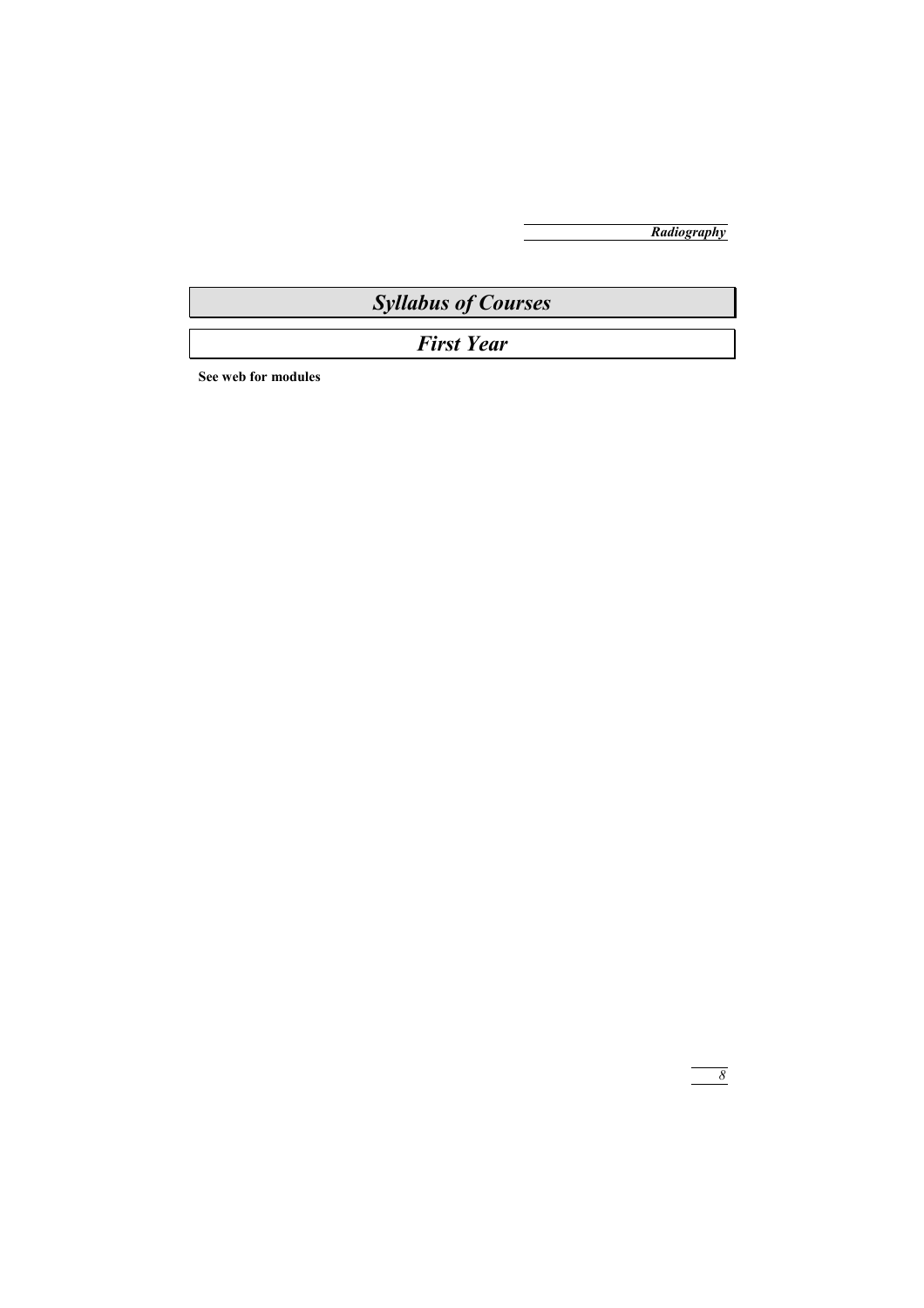# *Syllabus of Courses*

## *First Year*

**See web for modules**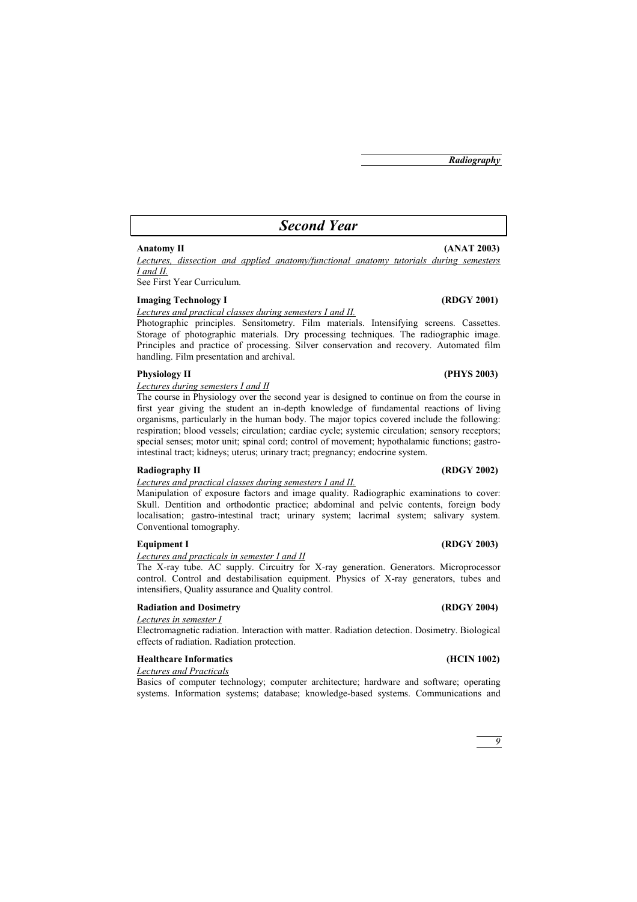## Second Year

**Anatomy II** **(ANAT 2003)**

*Lectures, dissection and applied anatomy/functional anatomy tutorials during semesters I and II.*

See First Year Curriculum.

**Imaging Technology I** **(RDGY 2001)**

*Lectures and practical classes during semesters I and II.*

Photographic principles. Sensitometry. Film materials. Intensifying screens. Cassettes. Storage of photographic materials. Dry processing techniques. The radiographic image. Principles and practice of processing. Silver conservation and recovery. Automated film handling. Film presentation and archival.

**Physiology II** **(PHYS 2003)**

*Lectures during semesters I and II*

The course in Physiology over the second year is designed to continue on from the course in first year giving the student an in-depth knowledge of fundamental reactions of living organisms, particularly in the human body. The major topics covered include the following: respiration; blood vessels; circulation; cardiac cycle; systemic circulation; sensory receptors; special senses; motor unit; spinal cord; control of movement; hypothalamic functions; gastro-intestinal tract; kidneys; uterus; urinary tract; pregnancy; endocrine system.

**Radiography II** **(RDGY 2002)**

*Lectures and practical classes during semesters I and II.*

Manipulation of exposure factors and image quality. Radiographic examinations to cover: Skull. Dentition and orthodontic practice; abdominal and pelvic contents, foreign body localisation; gastro-intestinal tract; urinary system; lacrimal system; salivary system. Conventional tomography.

**Equipment I** **(RDGY 2003)**

*Lectures and practicals in semester I and II*

The X-ray tube. AC supply. Circuitry for X-ray generation. Generators. Microprocessor control. Control and destabilisation equipment. Physics of X-ray generators, tubes and intensifiers, Quality assurance and Quality control.

**Radiation and Dosimetry** **(RDGY 2004)**

*Lectures in semester I*

Electromagnetic radiation. Interaction with matter. Radiation detection. Dosimetry. Biological effects of radiation. Radiation protection.

**Healthcare Informatics** **(HCIN 1002)**

*Lectures and Practicals*

Basics of computer technology; computer architecture; hardware and software; operating systems. Information systems; database; knowledge-based systems. Communications and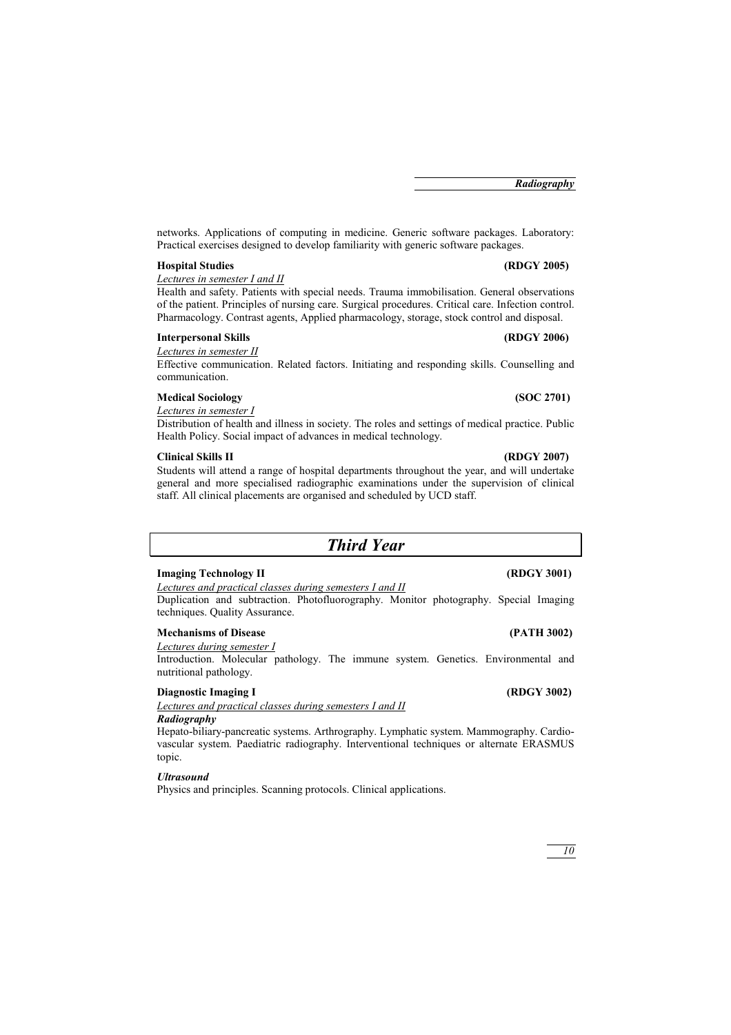networks. Applications of computing in medicine. Generic software packages. Laboratory: Practical exercises designed to develop familiarity with generic software packages.

**Hospital Studies** **(RDGY 2005)**

*Lectures in semester I and II*

Health and safety. Patients with special needs. Trauma immobilisation. General observations of the patient. Principles of nursing care. Surgical procedures. Critical care. Infection control. Pharmacology. Contrast agents, Applied pharmacology, storage, stock control and disposal.

**Interpersonal Skills** **(RDGY 2006)**

*Lectures in semester II*

Effective communication. Related factors. Initiating and responding skills. Counselling and communication.

**Medical Sociology** **(SOC 2701)**

*Lectures in semester I*

Distribution of health and illness in society. The roles and settings of medical practice. Public Health Policy. Social impact of advances in medical technology.

**Clinical Skills II** **(RDGY 2007)**

Students will attend a range of hospital departments throughout the year, and will undertake general and more specialised radiographic examinations under the supervision of clinical staff. All clinical placements are organised and scheduled by UCD staff.

## *Third Year*

**Imaging Technology II** **(RDGY 3001)**

*Lectures and practical classes during semesters I and II*

Duplication and subtraction. Photofluorography. Monitor photography. Special Imaging techniques. Quality Assurance.

**Mechanisms of Disease** **(PATH 3002)**

*Lectures during semester I*

Introduction. Molecular pathology. The immune system. Genetics. Environmental and nutritional pathology.

**Diagnostic Imaging I** **(RDGY 3002)**

*Lectures and practical classes during semesters I and II*

***Radiography***

Hepato-biliary-pancreatic systems. Arthrography. Lymphatic system. Mammography. Cardio-vascular system. Paediatric radiography. Interventional techniques or alternate ERASMUS topic.

***Ultrasound***

Physics and principles. Scanning protocols. Clinical applications.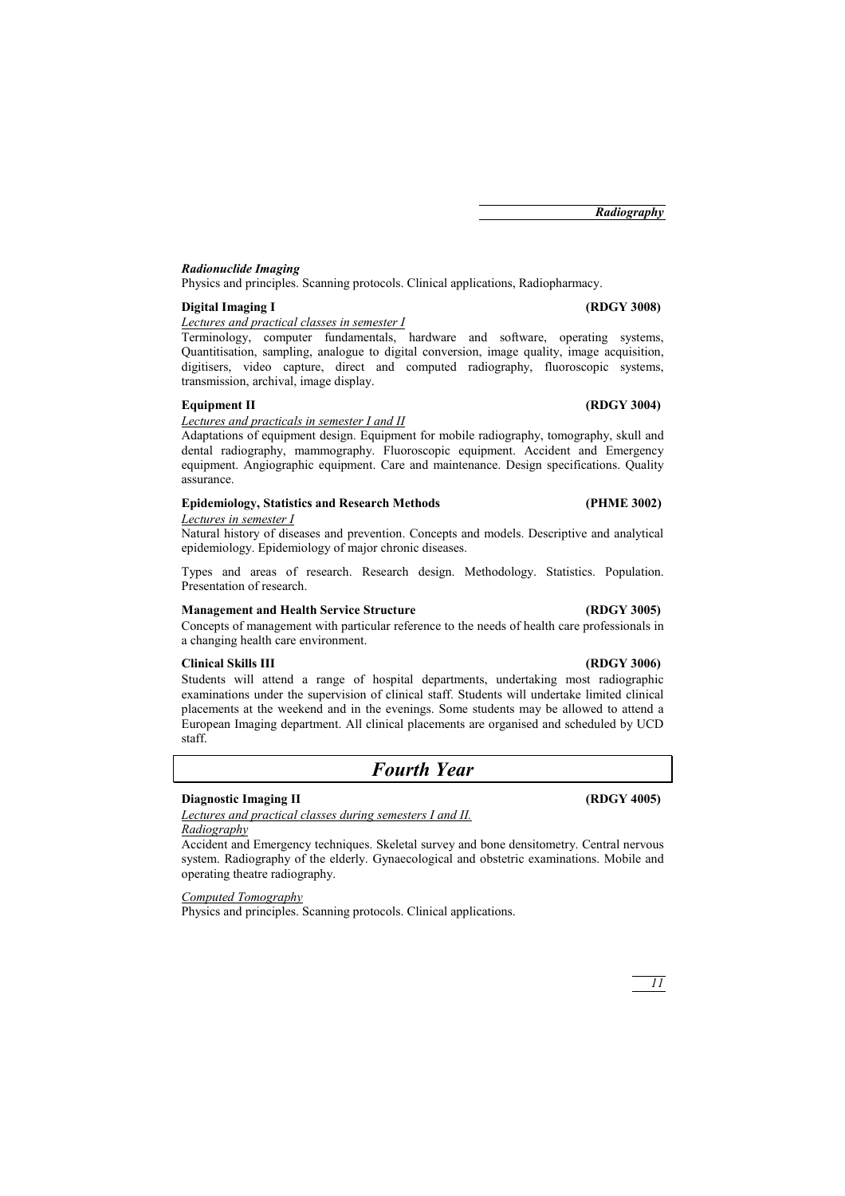*Radionuclide Imaging*
Physics and principles. Scanning protocols. Clinical applications, Radiopharmacy.

**Digital Imaging I (RDGY 3008)**

*Lectures and practical classes in semester I*

Terminology, computer fundamentals, hardware and software, operating systems, Quantitisation, sampling, analogue to digital conversion, image quality, image acquisition, digitisers, video capture, direct and computed radiography, fluoroscopic systems, transmission, archival, image display.

**Equipment II (RDGY 3004)**

*Lectures and practicals in semester I and II*

Adaptations of equipment design. Equipment for mobile radiography, tomography, skull and dental radiography, mammography. Fluoroscopic equipment. Accident and Emergency equipment. Angiographic equipment. Care and maintenance. Design specifications. Quality assurance.

**Epidemiology, Statistics and Research Methods (PHME 3002)**

*Lectures in semester I*

Natural history of diseases and prevention. Concepts and models. Descriptive and analytical epidemiology. Epidemiology of major chronic diseases.

Types and areas of research. Research design. Methodology. Statistics. Population. Presentation of research.

**Management and Health Service Structure (RDGY 3005)**

Concepts of management with particular reference to the needs of health care professionals in a changing health care environment.

**Clinical Skills III (RDGY 3006)**

Students will attend a range of hospital departments, undertaking most radiographic examinations under the supervision of clinical staff. Students will undertake limited clinical placements at the weekend and in the evenings. Some students may be allowed to attend a European Imaging department. All clinical placements are organised and scheduled by UCD staff.

## *Fourth Year*

**Diagnostic Imaging II (RDGY 4005)**

*Lectures and practical classes during semesters I and II.*

*Radiography*

Accident and Emergency techniques. Skeletal survey and bone densitometry. Central nervous system. Radiography of the elderly. Gynaecological and obstetric examinations. Mobile and operating theatre radiography.

*Computed Tomography*

Physics and principles. Scanning protocols. Clinical applications.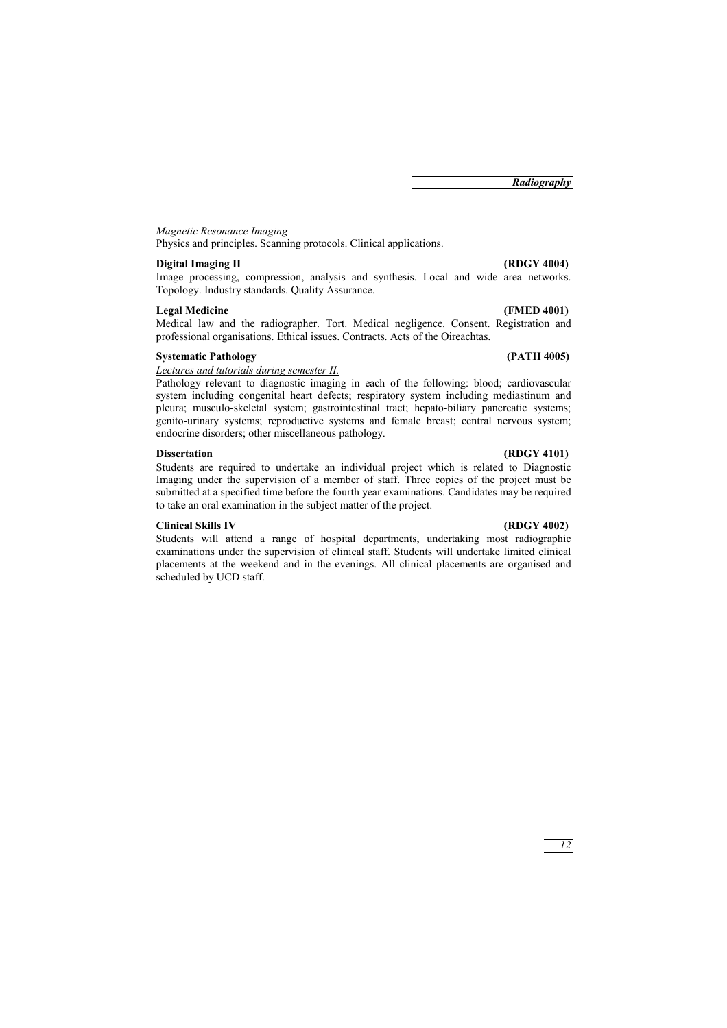*Magnetic Resonance Imaging*

Physics and principles. Scanning protocols. Clinical applications.

**Digital Imaging II (RDGY 4004)**

Image processing, compression, analysis and synthesis. Local and wide area networks. Topology. Industry standards. Quality Assurance.

**Legal Medicine (FMED 4001)**

Medical law and the radiographer. Tort. Medical negligence. Consent. Registration and professional organisations. Ethical issues. Contracts. Acts of the Oireachtas.

**Systematic Pathology (PATH 4005)**

*Lectures and tutorials during semester II.*

Pathology relevant to diagnostic imaging in each of the following: blood; cardiovascular system including congenital heart defects; respiratory system including mediastinum and pleura; musculo-skeletal system; gastrointestinal tract; hepato-biliary pancreatic systems; genito-urinary systems; reproductive systems and female breast; central nervous system; endocrine disorders; other miscellaneous pathology.

**Dissertation (RDGY 4101)**

Students are required to undertake an individual project which is related to Diagnostic Imaging under the supervision of a member of staff. Three copies of the project must be submitted at a specified time before the fourth year examinations. Candidates may be required to take an oral examination in the subject matter of the project.

**Clinical Skills IV (RDGY 4002)**

Students will attend a range of hospital departments, undertaking most radiographic examinations under the supervision of clinical staff. Students will undertake limited clinical placements at the weekend and in the evenings. All clinical placements are organised and scheduled by UCD staff.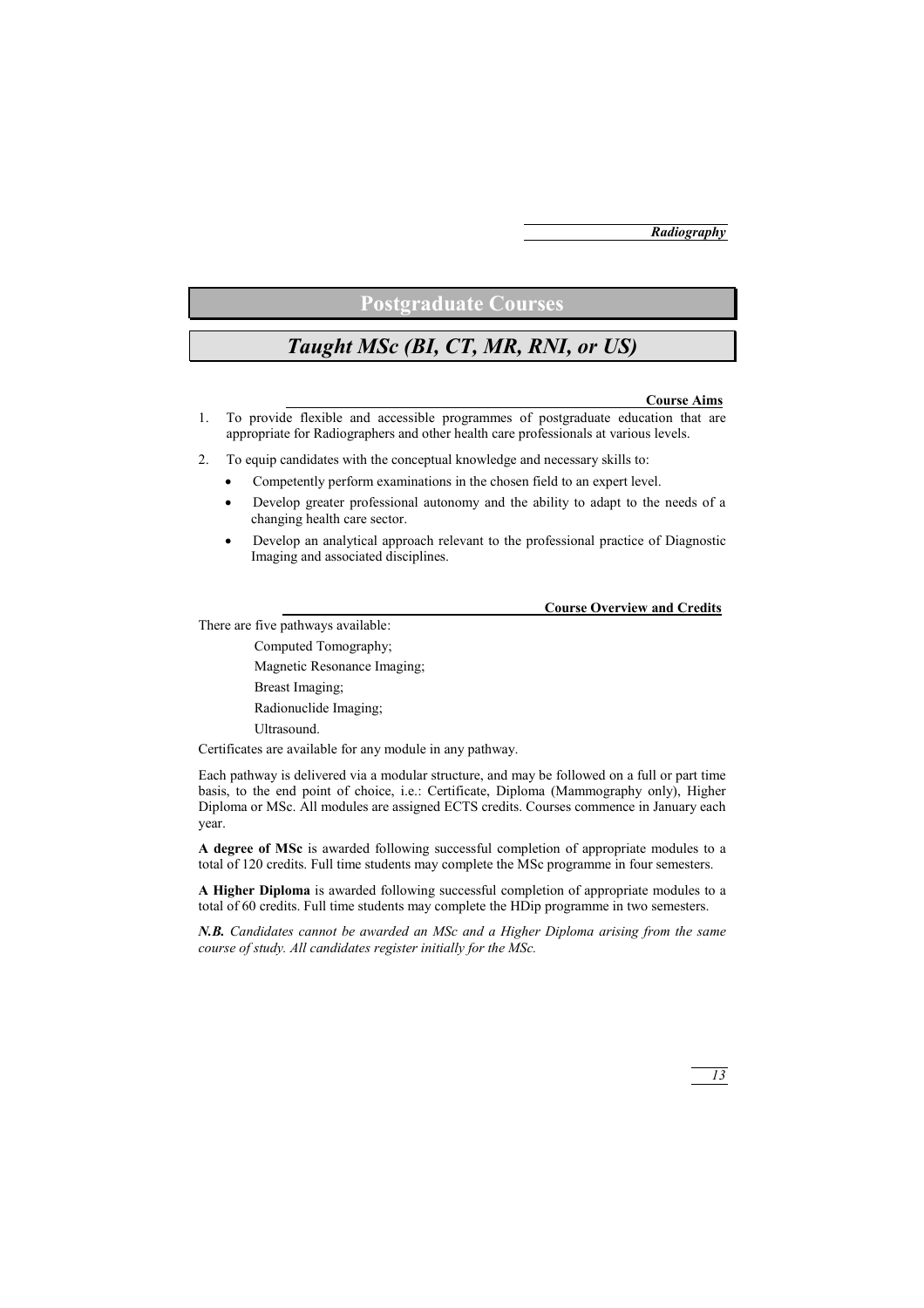# Postgraduate Courses

## *Taught MSc (BI, CT, MR, RNI, or US)*

### Course Aims

1. To provide flexible and accessible programmes of postgraduate education that are appropriate for Radiographers and other health care professionals at various levels.
2. To equip candidates with the conceptual knowledge and necessary skills to:
   - Competently perform examinations in the chosen field to an expert level.
   - Develop greater professional autonomy and the ability to adapt to the needs of a changing health care sector.
   - Develop an analytical approach relevant to the professional practice of Diagnostic Imaging and associated disciplines.

### Course Overview and Credits

There are five pathways available:

Computed Tomography;

Magnetic Resonance Imaging;

Breast Imaging;

Radionuclide Imaging;

Ultrasound.

Certificates are available for any module in any pathway.

Each pathway is delivered via a modular structure, and may be followed on a full or part time basis, to the end point of choice, i.e.: Certificate, Diploma (Mammography only), Higher Diploma or MSc. All modules are assigned ECTS credits. Courses commence in January each year.

**A degree of MSc** is awarded following successful completion of appropriate modules to a total of 120 credits. Full time students may complete the MSc programme in four semesters.

**A Higher Diploma** is awarded following successful completion of appropriate modules to a total of 60 credits. Full time students may complete the HDip programme in two semesters.

***N.B.*** *Candidates cannot be awarded an MSc and a Higher Diploma arising from the same course of study. All candidates register initially for the MSc.*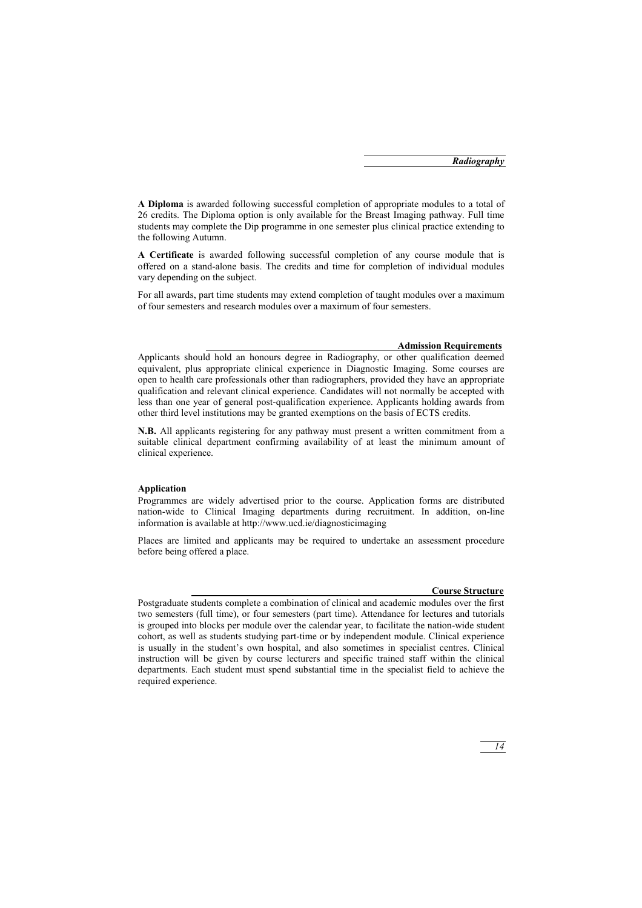**A Diploma** is awarded following successful completion of appropriate modules to a total of 26 credits. The Diploma option is only available for the Breast Imaging pathway. Full time students may complete the Dip programme in one semester plus clinical practice extending to the following Autumn.

**A Certificate** is awarded following successful completion of any course module that is offered on a stand-alone basis. The credits and time for completion of individual modules vary depending on the subject.

For all awards, part time students may extend completion of taught modules over a maximum of four semesters and research modules over a maximum of four semesters.

## Admission Requirements

Applicants should hold an honours degree in Radiography, or other qualification deemed equivalent, plus appropriate clinical experience in Diagnostic Imaging. Some courses are open to health care professionals other than radiographers, provided they have an appropriate qualification and relevant clinical experience. Candidates will not normally be accepted with less than one year of general post-qualification experience. Applicants holding awards from other third level institutions may be granted exemptions on the basis of ECTS credits.

**N.B.** All applicants registering for any pathway must present a written commitment from a suitable clinical department confirming availability of at least the minimum amount of clinical experience.

### Application

Programmes are widely advertised prior to the course. Application forms are distributed nation-wide to Clinical Imaging departments during recruitment. In addition, on-line information is available at http://www.ucd.ie/diagnosticimaging

Places are limited and applicants may be required to undertake an assessment procedure before being offered a place.

## Course Structure

Postgraduate students complete a combination of clinical and academic modules over the first two semesters (full time), or four semesters (part time). Attendance for lectures and tutorials is grouped into blocks per module over the calendar year, to facilitate the nation-wide student cohort, as well as students studying part-time or by independent module. Clinical experience is usually in the student's own hospital, and also sometimes in specialist centres. Clinical instruction will be given by course lecturers and specific trained staff within the clinical departments. Each student must spend substantial time in the specialist field to achieve the required experience.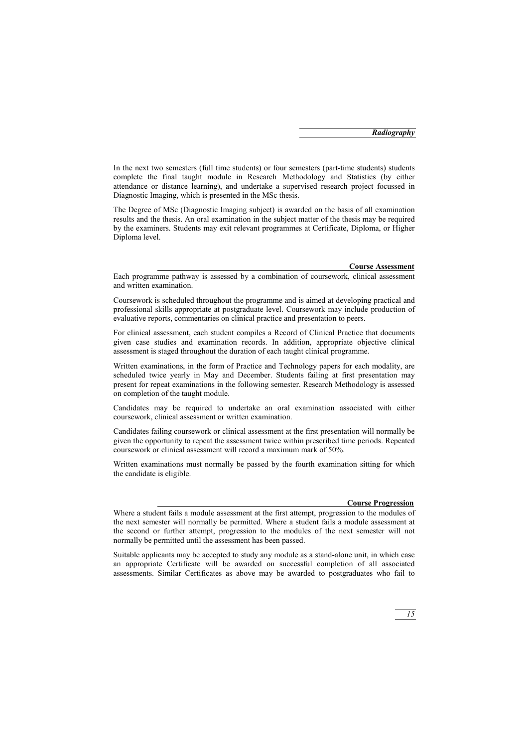In the next two semesters (full time students) or four semesters (part-time students) students complete the final taught module in Research Methodology and Statistics (by either attendance or distance learning), and undertake a supervised research project focussed in Diagnostic Imaging, which is presented in the MSc thesis.

The Degree of MSc (Diagnostic Imaging subject) is awarded on the basis of all examination results and the thesis. An oral examination in the subject matter of the thesis may be required by the examiners. Students may exit relevant programmes at Certificate, Diploma, or Higher Diploma level.

## Course Assessment

Each programme pathway is assessed by a combination of coursework, clinical assessment and written examination.

Coursework is scheduled throughout the programme and is aimed at developing practical and professional skills appropriate at postgraduate level. Coursework may include production of evaluative reports, commentaries on clinical practice and presentation to peers.

For clinical assessment, each student compiles a Record of Clinical Practice that documents given case studies and examination records. In addition, appropriate objective clinical assessment is staged throughout the duration of each taught clinical programme.

Written examinations, in the form of Practice and Technology papers for each modality, are scheduled twice yearly in May and December. Students failing at first presentation may present for repeat examinations in the following semester. Research Methodology is assessed on completion of the taught module.

Candidates may be required to undertake an oral examination associated with either coursework, clinical assessment or written examination.

Candidates failing coursework or clinical assessment at the first presentation will normally be given the opportunity to repeat the assessment twice within prescribed time periods. Repeated coursework or clinical assessment will record a maximum mark of 50%.

Written examinations must normally be passed by the fourth examination sitting for which the candidate is eligible.

## Course Progression

Where a student fails a module assessment at the first attempt, progression to the modules of the next semester will normally be permitted. Where a student fails a module assessment at the second or further attempt, progression to the modules of the next semester will not normally be permitted until the assessment has been passed.

Suitable applicants may be accepted to study any module as a stand-alone unit, in which case an appropriate Certificate will be awarded on successful completion of all associated assessments. Similar Certificates as above may be awarded to postgraduates who fail to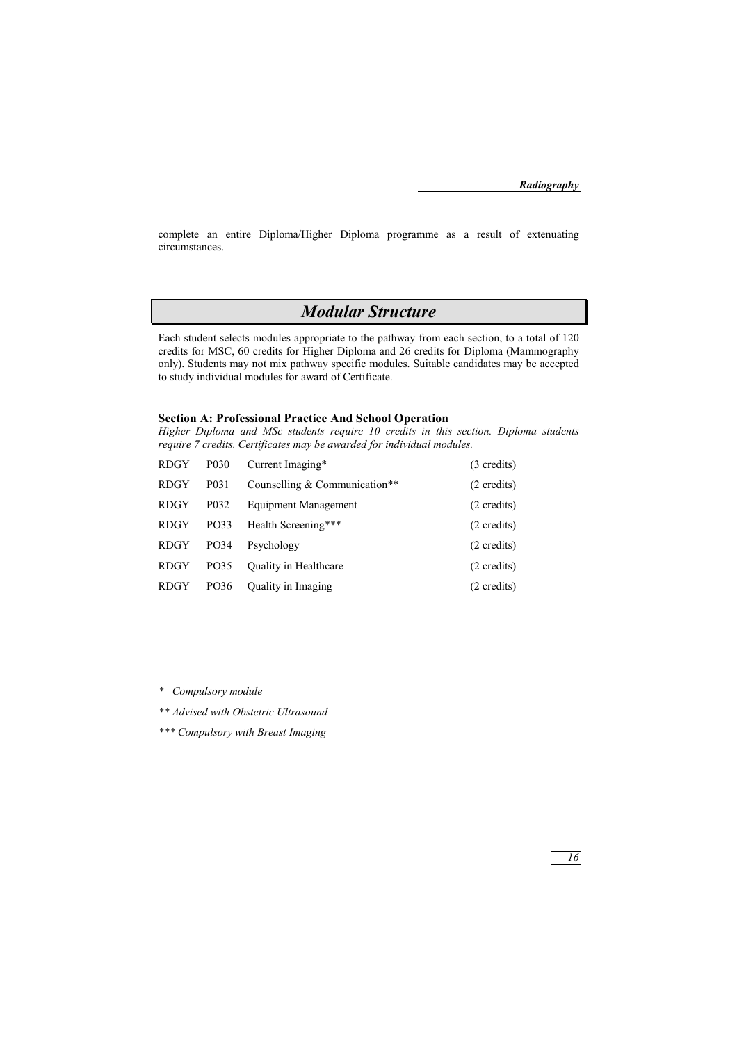complete an entire Diploma/Higher Diploma programme as a result of extenuating circumstances.

## *Modular Structure*

Each student selects modules appropriate to the pathway from each section, to a total of 120 credits for MSC, 60 credits for Higher Diploma and 26 credits for Diploma (Mammography only). Students may not mix pathway specific modules. Suitable candidates may be accepted to study individual modules for award of Certificate.

### Section A: Professional Practice And School Operation

*Higher Diploma and MSc students require 10 credits in this section. Diploma students require 7 credits. Certificates may be awarded for individual modules.*

| | | | |
|---|---|---|---|
| RDGY | P030 | Current Imaging* | (3 credits) |
| RDGY | P031 | Counselling & Communication** | (2 credits) |
| RDGY | P032 | Equipment Management | (2 credits) |
| RDGY | PO33 | Health Screening*** | (2 credits) |
| RDGY | PO34 | Psychology | (2 credits) |
| RDGY | PO35 | Quality in Healthcare | (2 credits) |
| RDGY | PO36 | Quality in Imaging | (2 credits) |

\* *Compulsory module*

*\*\* Advised with Obstetric Ultrasound*

*\*\*\* Compulsory with Breast Imaging*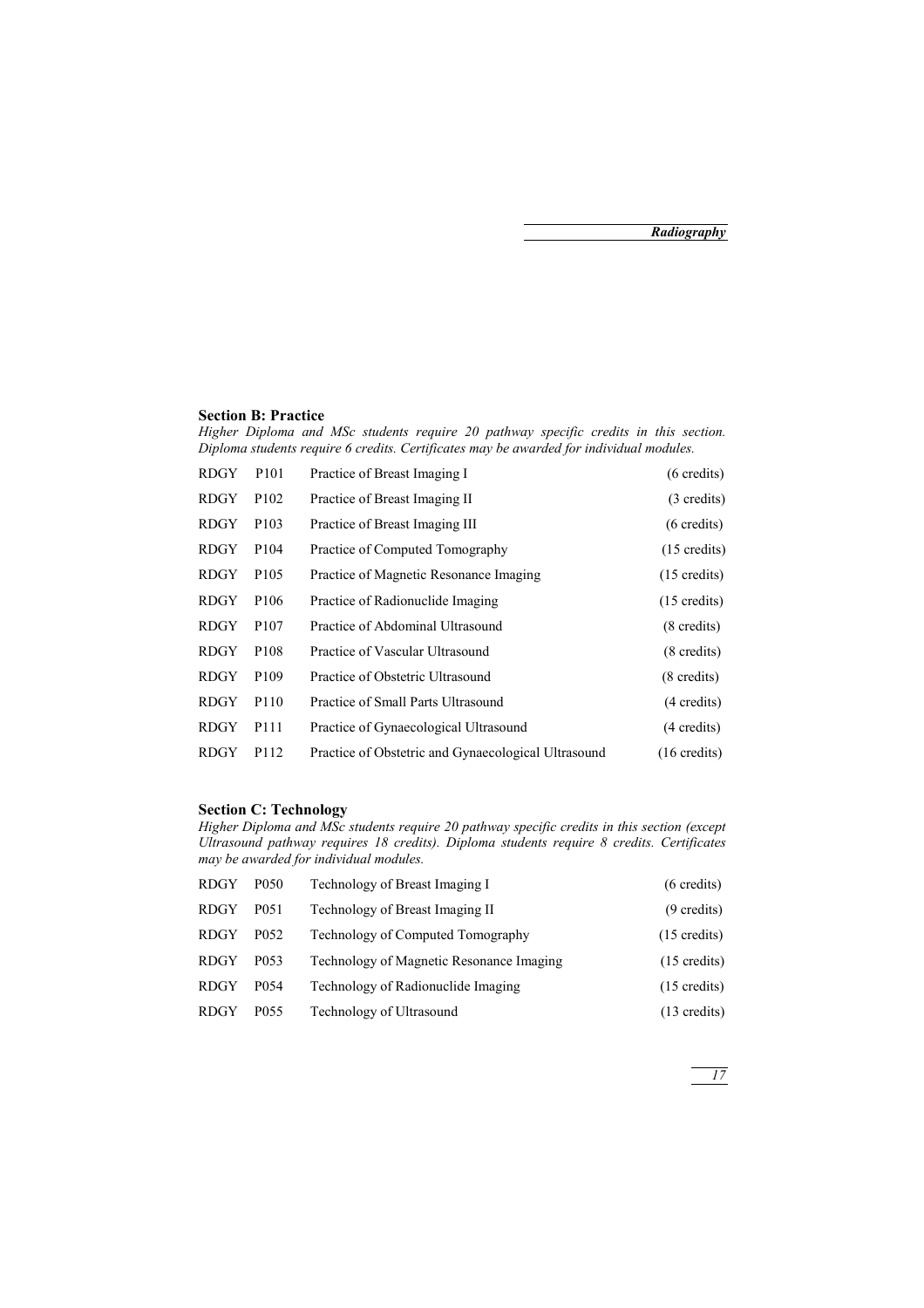## Section B: Practice

*Higher Diploma and MSc students require 20 pathway specific credits in this section. Diploma students require 6 credits. Certificates may be awarded for individual modules.*

| | | | |
|---|---|---|---|
| RDGY | P101 | Practice of Breast Imaging I | (6 credits) |
| RDGY | P102 | Practice of Breast Imaging II | (3 credits) |
| RDGY | P103 | Practice of Breast Imaging III | (6 credits) |
| RDGY | P104 | Practice of Computed Tomography | (15 credits) |
| RDGY | P105 | Practice of Magnetic Resonance Imaging | (15 credits) |
| RDGY | P106 | Practice of Radionuclide Imaging | (15 credits) |
| RDGY | P107 | Practice of Abdominal Ultrasound | (8 credits) |
| RDGY | P108 | Practice of Vascular Ultrasound | (8 credits) |
| RDGY | P109 | Practice of Obstetric Ultrasound | (8 credits) |
| RDGY | P110 | Practice of Small Parts Ultrasound | (4 credits) |
| RDGY | P111 | Practice of Gynaecological Ultrasound | (4 credits) |
| RDGY | P112 | Practice of Obstetric and Gynaecological Ultrasound | (16 credits) |

## Section C: Technology

*Higher Diploma and MSc students require 20 pathway specific credits in this section (except Ultrasound pathway requires 18 credits). Diploma students require 8 credits. Certificates may be awarded for individual modules.*

| | | | |
|---|---|---|---|
| RDGY | P050 | Technology of Breast Imaging I | (6 credits) |
| RDGY | P051 | Technology of Breast Imaging II | (9 credits) |
| RDGY | P052 | Technology of Computed Tomography | (15 credits) |
| RDGY | P053 | Technology of Magnetic Resonance Imaging | (15 credits) |
| RDGY | P054 | Technology of Radionuclide Imaging | (15 credits) |
| RDGY | P055 | Technology of Ultrasound | (13 credits) |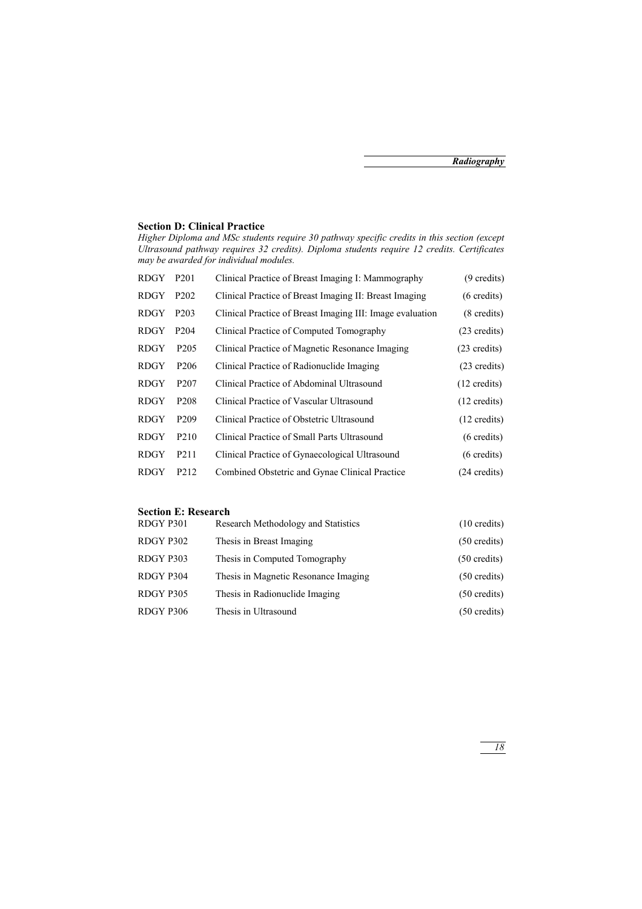### Section D: Clinical Practice

*Higher Diploma and MSc students require 30 pathway specific credits in this section (except Ultrasound pathway requires 32 credits). Diploma students require 12 credits. Certificates may be awarded for individual modules.*

| | | | |
|---|---|---|---|
| RDGY | P201 | Clinical Practice of Breast Imaging I: Mammography | (9 credits) |
| RDGY | P202 | Clinical Practice of Breast Imaging II: Breast Imaging | (6 credits) |
| RDGY | P203 | Clinical Practice of Breast Imaging III: Image evaluation | (8 credits) |
| RDGY | P204 | Clinical Practice of Computed Tomography | (23 credits) |
| RDGY | P205 | Clinical Practice of Magnetic Resonance Imaging | (23 credits) |
| RDGY | P206 | Clinical Practice of Radionuclide Imaging | (23 credits) |
| RDGY | P207 | Clinical Practice of Abdominal Ultrasound | (12 credits) |
| RDGY | P208 | Clinical Practice of Vascular Ultrasound | (12 credits) |
| RDGY | P209 | Clinical Practice of Obstetric Ultrasound | (12 credits) |
| RDGY | P210 | Clinical Practice of Small Parts Ultrasound | (6 credits) |
| RDGY | P211 | Clinical Practice of Gynaecological Ultrasound | (6 credits) |
| RDGY | P212 | Combined Obstetric and Gynae Clinical Practice | (24 credits) |

### Section E: Research

| | | |
|---|---|---|
| RDGY P301 | Research Methodology and Statistics | (10 credits) |
| RDGY P302 | Thesis in Breast Imaging | (50 credits) |
| RDGY P303 | Thesis in Computed Tomography | (50 credits) |
| RDGY P304 | Thesis in Magnetic Resonance Imaging | (50 credits) |
| RDGY P305 | Thesis in Radionuclide Imaging | (50 credits) |
| RDGY P306 | Thesis in Ultrasound | (50 credits) |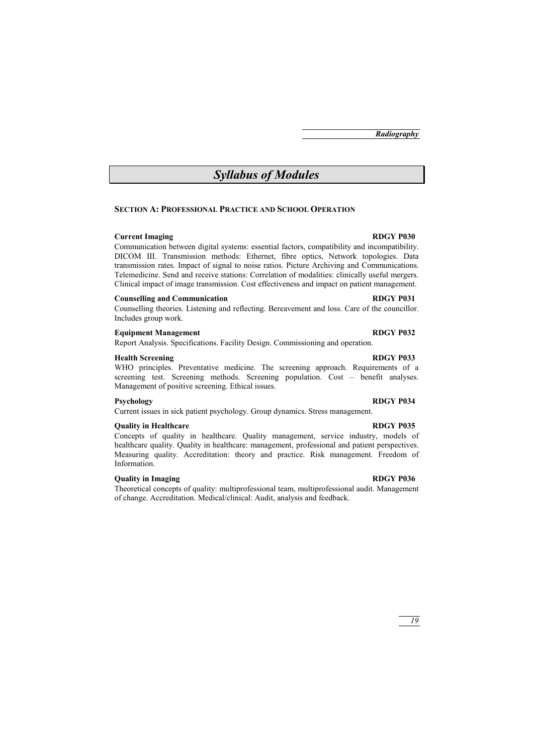# *Syllabus of Modules*

## SECTION A: PROFESSIONAL PRACTICE AND SCHOOL OPERATION

**Current Imaging** **RDGY P030**

Communication between digital systems: essential factors, compatibility and incompatibility. DICOM III. Transmission methods: Ethernet, fibre optics, Network topologies. Data transmission rates. Impact of signal to noise ratios. Picture Archiving and Communications. Telemedicine. Send and receive stations: Correlation of modalities: clinically useful mergers. Clinical impact of image transmission. Cost effectiveness and impact on patient management.

**Counselling and Communication** **RDGY P031**

Counselling theories. Listening and reflecting. Bereavement and loss. Care of the councillor. Includes group work.

**Equipment Management** **RDGY P032**

Report Analysis. Specifications. Facility Design. Commissioning and operation.

**Health Screening** **RDGY P033**

WHO principles. Preventative medicine. The screening approach. Requirements of a screening test. Screening methods. Screening population. Cost – benefit analyses. Management of positive screening. Ethical issues.

**Psychology** **RDGY P034**

Current issues in sick patient psychology. Group dynamics. Stress management.

**Quality in Healthcare** **RDGY P035**

Concepts of quality in healthcare. Quality management, service industry, models of healthcare quality. Quality in healthcare: management, professional and patient perspectives. Measuring quality. Accreditation: theory and practice. Risk management. Freedom of Information.

**Quality in Imaging** **RDGY P036**

Theoretical concepts of quality: multiprofessional team, multiprofessional audit. Management of change. Accreditation. Medical/clinical: Audit, analysis and feedback.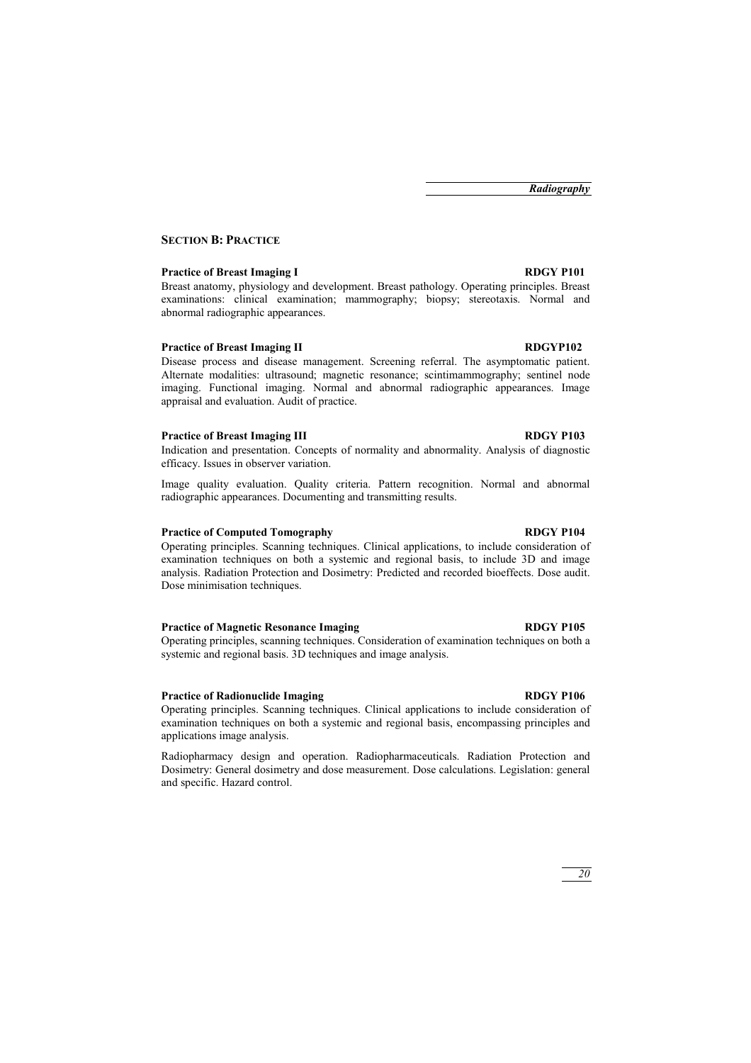## SECTION B: PRACTICE

**Practice of Breast Imaging I** **RDGY P101**

Breast anatomy, physiology and development. Breast pathology. Operating principles. Breast examinations: clinical examination; mammography; biopsy; stereotaxis. Normal and abnormal radiographic appearances.

**Practice of Breast Imaging II** **RDGYP102**

Disease process and disease management. Screening referral. The asymptomatic patient. Alternate modalities: ultrasound; magnetic resonance; scintimammography; sentinel node imaging. Functional imaging. Normal and abnormal radiographic appearances. Image appraisal and evaluation. Audit of practice.

**Practice of Breast Imaging III** **RDGY P103**

Indication and presentation. Concepts of normality and abnormality. Analysis of diagnostic efficacy. Issues in observer variation.

Image quality evaluation. Quality criteria. Pattern recognition. Normal and abnormal radiographic appearances. Documenting and transmitting results.

**Practice of Computed Tomography** **RDGY P104**

Operating principles. Scanning techniques. Clinical applications, to include consideration of examination techniques on both a systemic and regional basis, to include 3D and image analysis. Radiation Protection and Dosimetry: Predicted and recorded bioeffects. Dose audit. Dose minimisation techniques.

**Practice of Magnetic Resonance Imaging** **RDGY P105**

Operating principles, scanning techniques. Consideration of examination techniques on both a systemic and regional basis. 3D techniques and image analysis.

**Practice of Radionuclide Imaging** **RDGY P106**

Operating principles. Scanning techniques. Clinical applications to include consideration of examination techniques on both a systemic and regional basis, encompassing principles and applications image analysis.

Radiopharmacy design and operation. Radiopharmaceuticals. Radiation Protection and Dosimetry: General dosimetry and dose measurement. Dose calculations. Legislation: general and specific. Hazard control.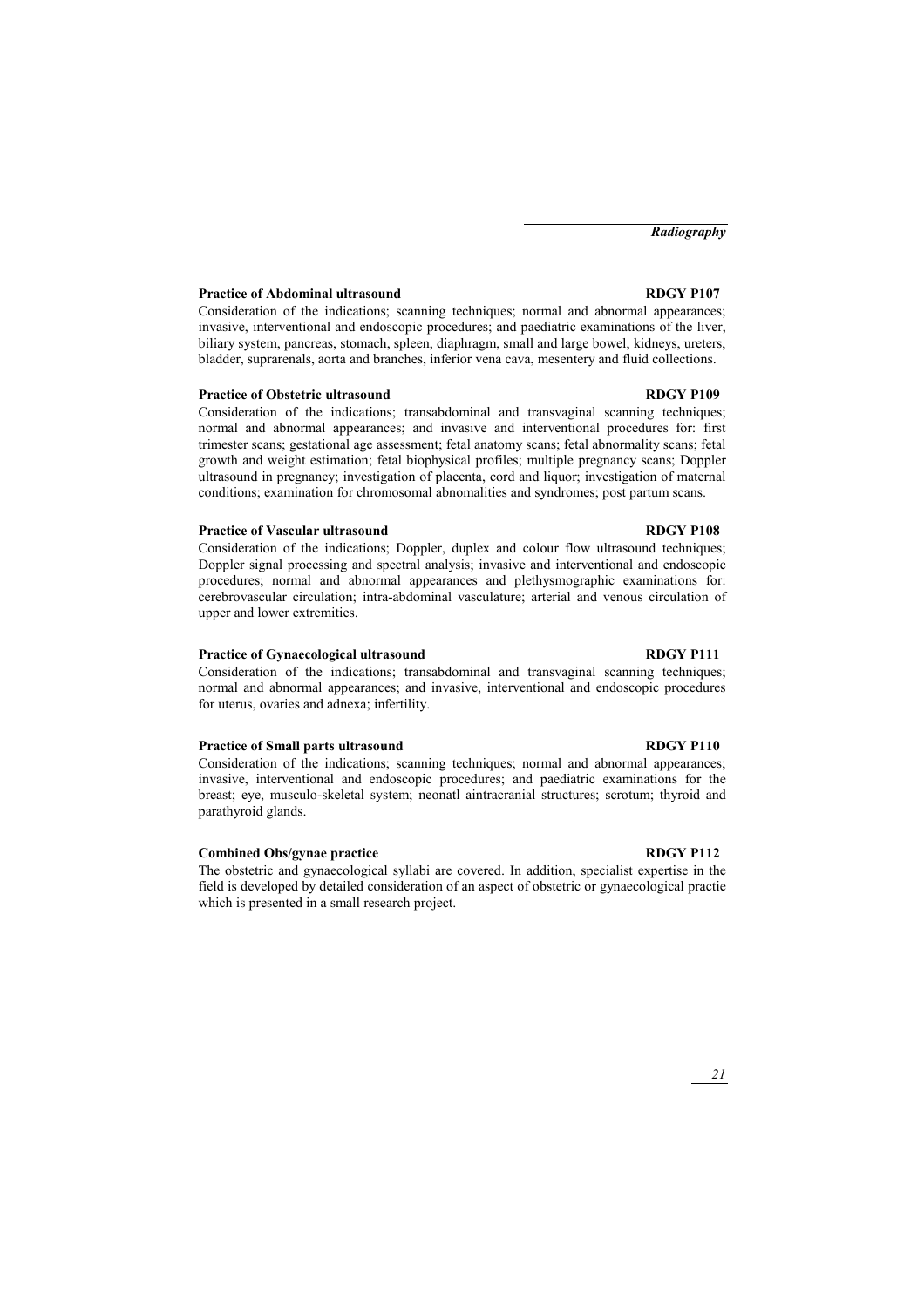### Practice of Abdominal ultrasound — RDGY P107

Consideration of the indications; scanning techniques; normal and abnormal appearances; invasive, interventional and endoscopic procedures; and paediatric examinations of the liver, biliary system, pancreas, stomach, spleen, diaphragm, small and large bowel, kidneys, ureters, bladder, suprarenals, aorta and branches, inferior vena cava, mesentery and fluid collections.

### Practice of Obstetric ultrasound — RDGY P109

Consideration of the indications; transabdominal and transvaginal scanning techniques; normal and abnormal appearances; and invasive and interventional procedures for: first trimester scans; gestational age assessment; fetal anatomy scans; fetal abnormality scans; fetal growth and weight estimation; fetal biophysical profiles; multiple pregnancy scans; Doppler ultrasound in pregnancy; investigation of placenta, cord and liquor; investigation of maternal conditions; examination for chromosomal abnomalities and syndromes; post partum scans.

### Practice of Vascular ultrasound — RDGY P108

Consideration of the indications; Doppler, duplex and colour flow ultrasound techniques; Doppler signal processing and spectral analysis; invasive and interventional and endoscopic procedures; normal and abnormal appearances and plethysmographic examinations for: cerebrovascular circulation; intra-abdominal vasculature; arterial and venous circulation of upper and lower extremities.

### Practice of Gynaecological ultrasound — RDGY P111

Consideration of the indications; transabdominal and transvaginal scanning techniques; normal and abnormal appearances; and invasive, interventional and endoscopic procedures for uterus, ovaries and adnexa; infertility.

### Practice of Small parts ultrasound — RDGY P110

Consideration of the indications; scanning techniques; normal and abnormal appearances; invasive, interventional and endoscopic procedures; and paediatric examinations for the breast; eye, musculo-skeletal system; neonatl aintracranial structures; scrotum; thyroid and parathyroid glands.

### Combined Obs/gynae practice — RDGY P112

The obstetric and gynaecological syllabi are covered. In addition, specialist expertise in the field is developed by detailed consideration of an aspect of obstetric or gynaecological practie which is presented in a small research project.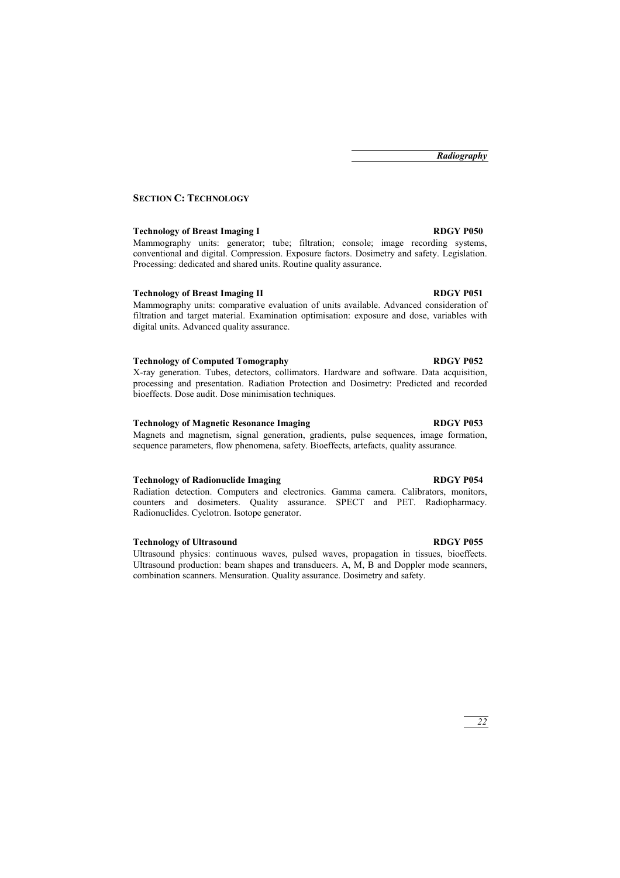## SECTION C: TECHNOLOGY

**Technology of Breast Imaging I** **RDGY P050**

Mammography units: generator; tube; filtration; console; image recording systems, conventional and digital. Compression. Exposure factors. Dosimetry and safety. Legislation. Processing: dedicated and shared units. Routine quality assurance.

**Technology of Breast Imaging II** **RDGY P051**

Mammography units: comparative evaluation of units available. Advanced consideration of filtration and target material. Examination optimisation: exposure and dose, variables with digital units. Advanced quality assurance.

**Technology of Computed Tomography** **RDGY P052**

X-ray generation. Tubes, detectors, collimators. Hardware and software. Data acquisition, processing and presentation. Radiation Protection and Dosimetry: Predicted and recorded bioeffects. Dose audit. Dose minimisation techniques.

**Technology of Magnetic Resonance Imaging** **RDGY P053**

Magnets and magnetism, signal generation, gradients, pulse sequences, image formation, sequence parameters, flow phenomena, safety. Bioeffects, artefacts, quality assurance.

**Technology of Radionuclide Imaging** **RDGY P054**

Radiation detection. Computers and electronics. Gamma camera. Calibrators, monitors, counters and dosimeters. Quality assurance. SPECT and PET. Radiopharmacy. Radionuclides. Cyclotron. Isotope generator.

**Technology of Ultrasound** **RDGY P055**

Ultrasound physics: continuous waves, pulsed waves, propagation in tissues, bioeffects. Ultrasound production: beam shapes and transducers. A, M, B and Doppler mode scanners, combination scanners. Mensuration. Quality assurance. Dosimetry and safety.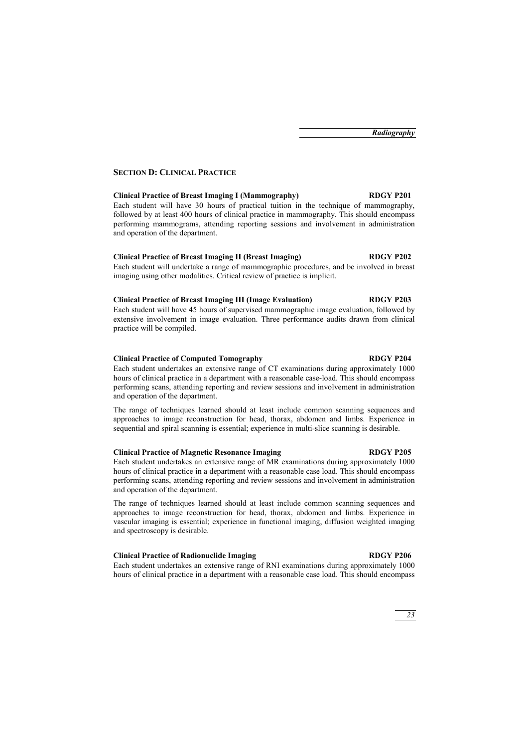## SECTION D: CLINICAL PRACTICE

### Clinical Practice of Breast Imaging I (Mammography) — RDGY P201

Each student will have 30 hours of practical tuition in the technique of mammography, followed by at least 400 hours of clinical practice in mammography. This should encompass performing mammograms, attending reporting sessions and involvement in administration and operation of the department.

### Clinical Practice of Breast Imaging II (Breast Imaging) — RDGY P202

Each student will undertake a range of mammographic procedures, and be involved in breast imaging using other modalities. Critical review of practice is implicit.

### Clinical Practice of Breast Imaging III (Image Evaluation) — RDGY P203

Each student will have 45 hours of supervised mammographic image evaluation, followed by extensive involvement in image evaluation. Three performance audits drawn from clinical practice will be compiled.

### Clinical Practice of Computed Tomography — RDGY P204

Each student undertakes an extensive range of CT examinations during approximately 1000 hours of clinical practice in a department with a reasonable case-load. This should encompass performing scans, attending reporting and review sessions and involvement in administration and operation of the department.

The range of techniques learned should at least include common scanning sequences and approaches to image reconstruction for head, thorax, abdomen and limbs. Experience in sequential and spiral scanning is essential; experience in multi-slice scanning is desirable.

### Clinical Practice of Magnetic Resonance Imaging — RDGY P205

Each student undertakes an extensive range of MR examinations during approximately 1000 hours of clinical practice in a department with a reasonable case load. This should encompass performing scans, attending reporting and review sessions and involvement in administration and operation of the department.

The range of techniques learned should at least include common scanning sequences and approaches to image reconstruction for head, thorax, abdomen and limbs. Experience in vascular imaging is essential; experience in functional imaging, diffusion weighted imaging and spectroscopy is desirable.

### Clinical Practice of Radionuclide Imaging — RDGY P206

Each student undertakes an extensive range of RNI examinations during approximately 1000 hours of clinical practice in a department with a reasonable case load. This should encompass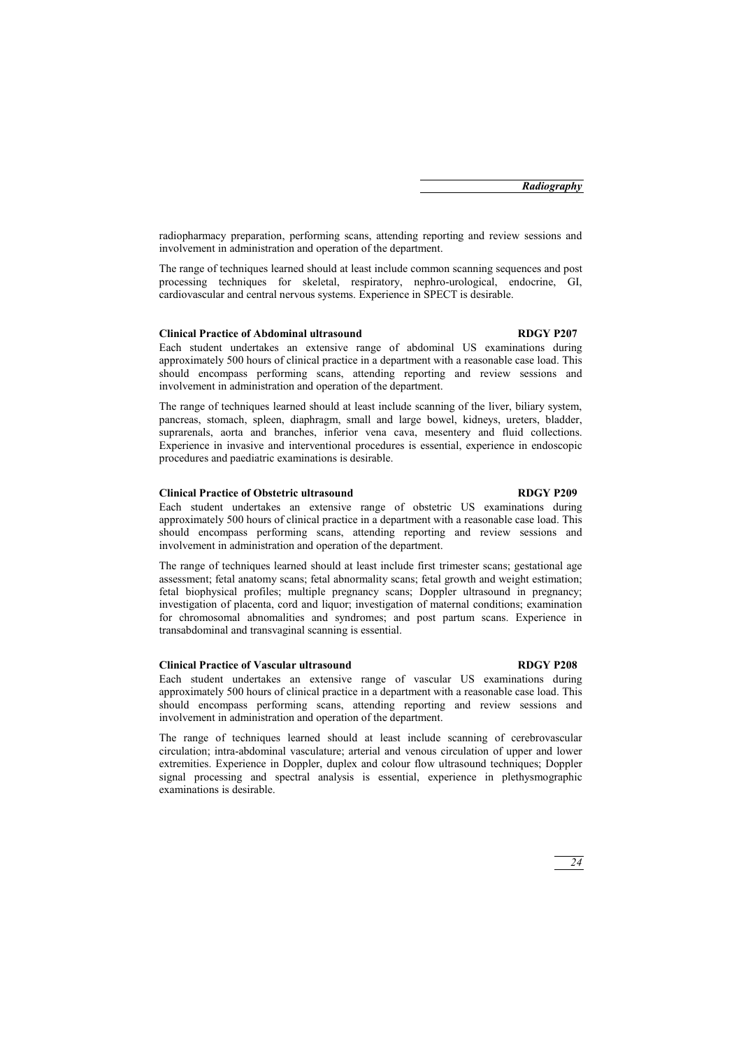radiopharmacy preparation, performing scans, attending reporting and review sessions and involvement in administration and operation of the department.

The range of techniques learned should at least include common scanning sequences and post processing techniques for skeletal, respiratory, nephro-urological, endocrine, GI, cardiovascular and central nervous systems. Experience in SPECT is desirable.

**Clinical Practice of Abdominal ultrasound** **RDGY P207**

Each student undertakes an extensive range of abdominal US examinations during approximately 500 hours of clinical practice in a department with a reasonable case load. This should encompass performing scans, attending reporting and review sessions and involvement in administration and operation of the department.

The range of techniques learned should at least include scanning of the liver, biliary system, pancreas, stomach, spleen, diaphragm, small and large bowel, kidneys, ureters, bladder, suprarenals, aorta and branches, inferior vena cava, mesentery and fluid collections. Experience in invasive and interventional procedures is essential, experience in endoscopic procedures and paediatric examinations is desirable.

**Clinical Practice of Obstetric ultrasound** **RDGY P209**

Each student undertakes an extensive range of obstetric US examinations during approximately 500 hours of clinical practice in a department with a reasonable case load. This should encompass performing scans, attending reporting and review sessions and involvement in administration and operation of the department.

The range of techniques learned should at least include first trimester scans; gestational age assessment; fetal anatomy scans; fetal abnormality scans; fetal growth and weight estimation; fetal biophysical profiles; multiple pregnancy scans; Doppler ultrasound in pregnancy; investigation of placenta, cord and liquor; investigation of maternal conditions; examination for chromosomal abnomalities and syndromes; and post partum scans. Experience in transabdominal and transvaginal scanning is essential.

**Clinical Practice of Vascular ultrasound** **RDGY P208**

Each student undertakes an extensive range of vascular US examinations during approximately 500 hours of clinical practice in a department with a reasonable case load. This should encompass performing scans, attending reporting and review sessions and involvement in administration and operation of the department.

The range of techniques learned should at least include scanning of cerebrovascular circulation; intra-abdominal vasculature; arterial and venous circulation of upper and lower extremities. Experience in Doppler, duplex and colour flow ultrasound techniques; Doppler signal processing and spectral analysis is essential, experience in plethysmographic examinations is desirable.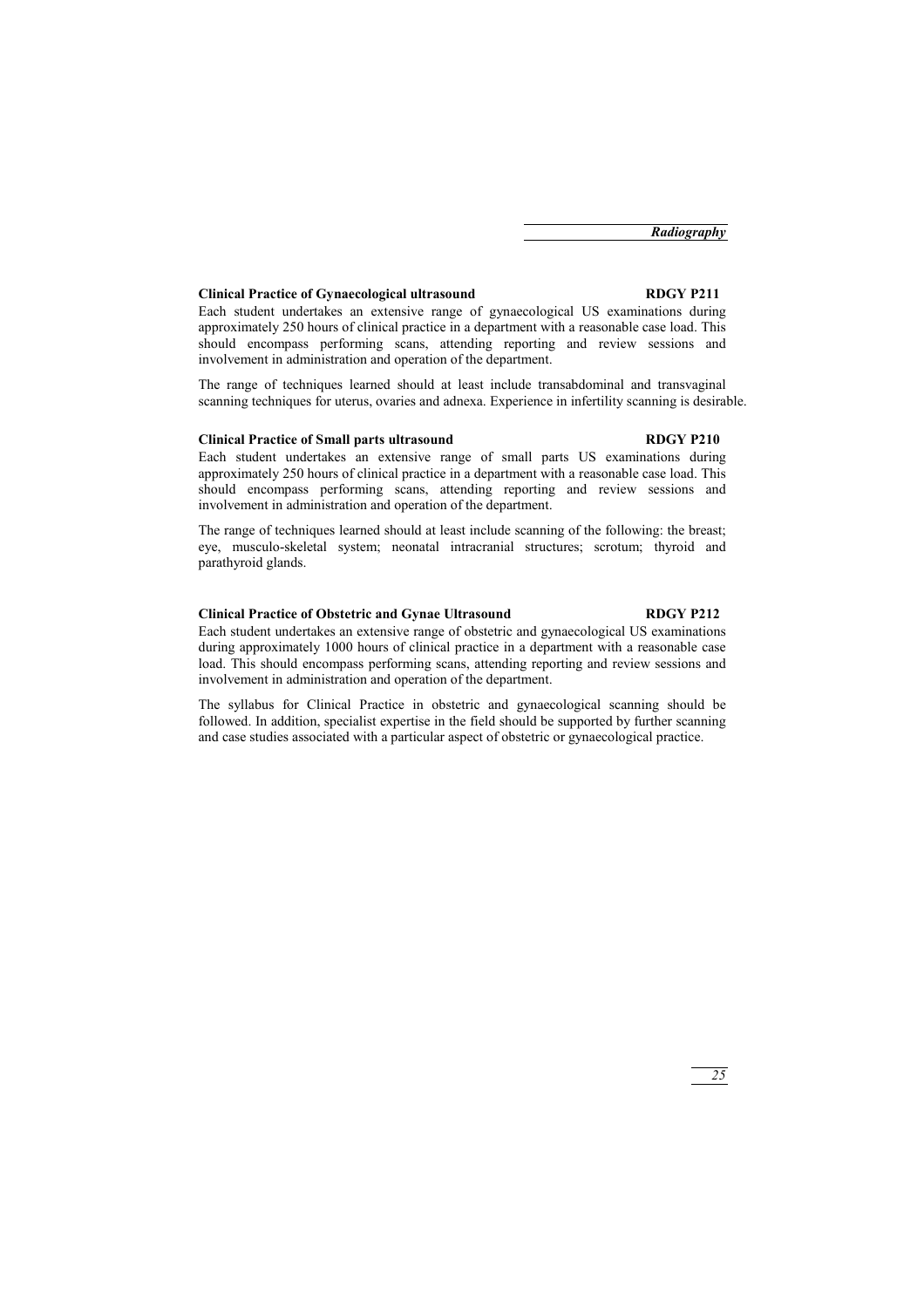### Clinical Practice of Gynaecological ultrasound — RDGY P211

Each student undertakes an extensive range of gynaecological US examinations during approximately 250 hours of clinical practice in a department with a reasonable case load. This should encompass performing scans, attending reporting and review sessions and involvement in administration and operation of the department.

The range of techniques learned should at least include transabdominal and transvaginal scanning techniques for uterus, ovaries and adnexa. Experience in infertility scanning is desirable.

### Clinical Practice of Small parts ultrasound — RDGY P210

Each student undertakes an extensive range of small parts US examinations during approximately 250 hours of clinical practice in a department with a reasonable case load. This should encompass performing scans, attending reporting and review sessions and involvement in administration and operation of the department.

The range of techniques learned should at least include scanning of the following: the breast; eye, musculo-skeletal system; neonatal intracranial structures; scrotum; thyroid and parathyroid glands.

### Clinical Practice of Obstetric and Gynae Ultrasound — RDGY P212

Each student undertakes an extensive range of obstetric and gynaecological US examinations during approximately 1000 hours of clinical practice in a department with a reasonable case load. This should encompass performing scans, attending reporting and review sessions and involvement in administration and operation of the department.

The syllabus for Clinical Practice in obstetric and gynaecological scanning should be followed. In addition, specialist expertise in the field should be supported by further scanning and case studies associated with a particular aspect of obstetric or gynaecological practice.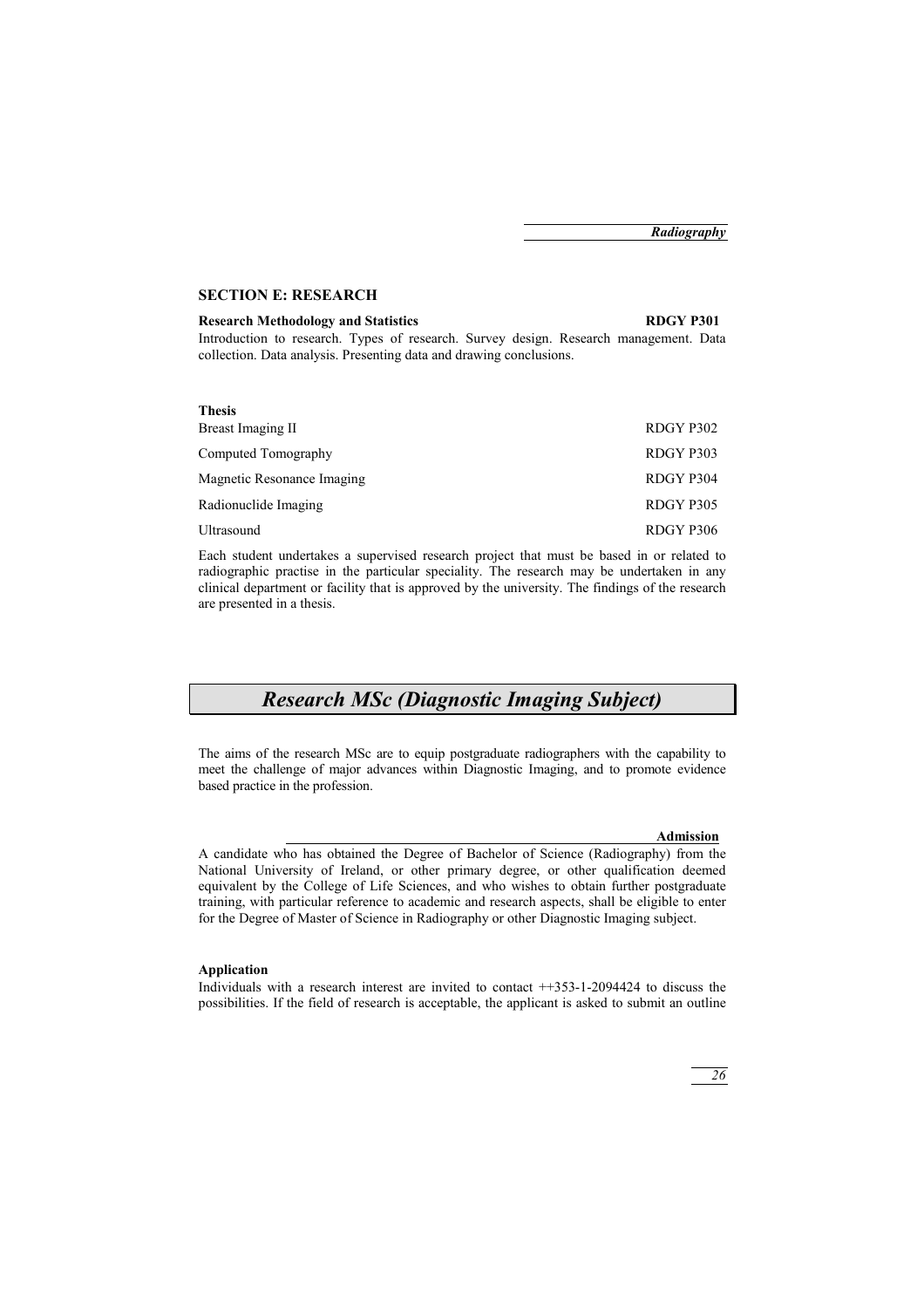## SECTION E: RESEARCH

**Research Methodology and Statistics** **RDGY P301**

Introduction to research. Types of research. Survey design. Research management. Data collection. Data analysis. Presenting data and drawing conclusions.

**Thesis**

| | |
|---|---|
| Breast Imaging II | RDGY P302 |
| Computed Tomography | RDGY P303 |
| Magnetic Resonance Imaging | RDGY P304 |
| Radionuclide Imaging | RDGY P305 |
| Ultrasound | RDGY P306 |

Each student undertakes a supervised research project that must be based in or related to radiographic practise in the particular speciality. The research may be undertaken in any clinical department or facility that is approved by the university. The findings of the research are presented in a thesis.

# *Research MSc (Diagnostic Imaging Subject)*

The aims of the research MSc are to equip postgraduate radiographers with the capability to meet the challenge of major advances within Diagnostic Imaging, and to promote evidence based practice in the profession.

### Admission

A candidate who has obtained the Degree of Bachelor of Science (Radiography) from the National University of Ireland, or other primary degree, or other qualification deemed equivalent by the College of Life Sciences, and who wishes to obtain further postgraduate training, with particular reference to academic and research aspects, shall be eligible to enter for the Degree of Master of Science in Radiography or other Diagnostic Imaging subject.

**Application**

Individuals with a research interest are invited to contact ++353-1-2094424 to discuss the possibilities. If the field of research is acceptable, the applicant is asked to submit an outline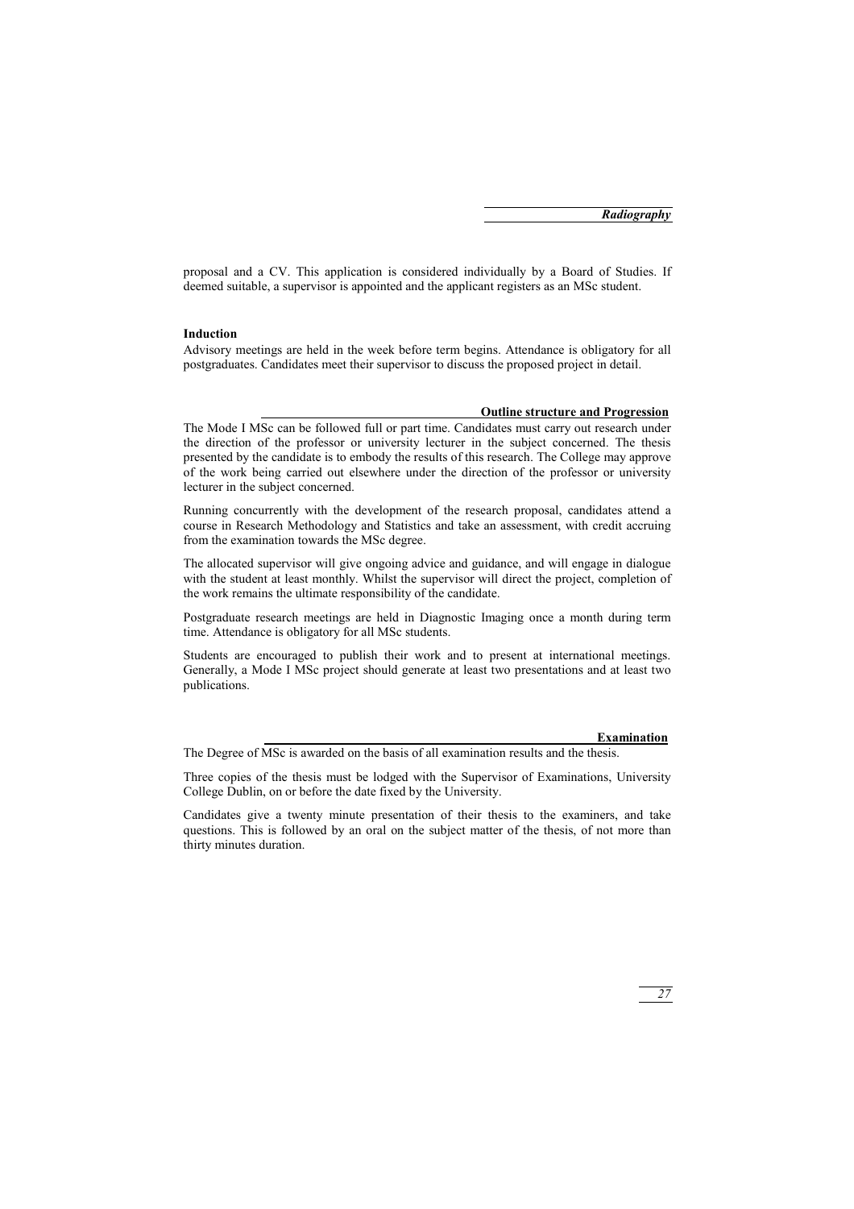proposal and a CV. This application is considered individually by a Board of Studies. If deemed suitable, a supervisor is appointed and the applicant registers as an MSc student.

**Induction**

Advisory meetings are held in the week before term begins. Attendance is obligatory for all postgraduates. Candidates meet their supervisor to discuss the proposed project in detail.

## Outline structure and Progression

The Mode I MSc can be followed full or part time. Candidates must carry out research under the direction of the professor or university lecturer in the subject concerned. The thesis presented by the candidate is to embody the results of this research. The College may approve of the work being carried out elsewhere under the direction of the professor or university lecturer in the subject concerned.

Running concurrently with the development of the research proposal, candidates attend a course in Research Methodology and Statistics and take an assessment, with credit accruing from the examination towards the MSc degree.

The allocated supervisor will give ongoing advice and guidance, and will engage in dialogue with the student at least monthly. Whilst the supervisor will direct the project, completion of the work remains the ultimate responsibility of the candidate.

Postgraduate research meetings are held in Diagnostic Imaging once a month during term time. Attendance is obligatory for all MSc students.

Students are encouraged to publish their work and to present at international meetings. Generally, a Mode I MSc project should generate at least two presentations and at least two publications.

## Examination

The Degree of MSc is awarded on the basis of all examination results and the thesis.

Three copies of the thesis must be lodged with the Supervisor of Examinations, University College Dublin, on or before the date fixed by the University.

Candidates give a twenty minute presentation of their thesis to the examiners, and take questions. This is followed by an oral on the subject matter of the thesis, of not more than thirty minutes duration.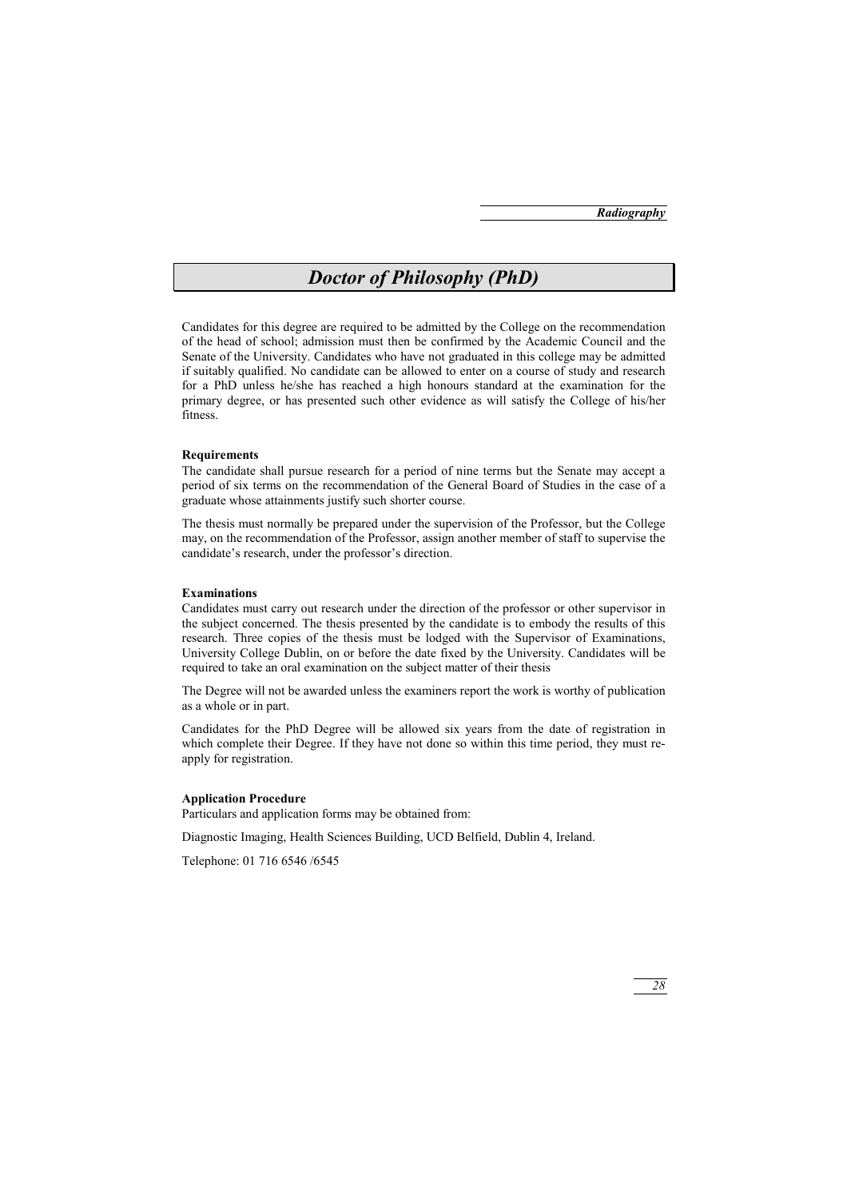# *Doctor of Philosophy (PhD)*

Candidates for this degree are required to be admitted by the College on the recommendation of the head of school; admission must then be confirmed by the Academic Council and the Senate of the University. Candidates who have not graduated in this college may be admitted if suitably qualified. No candidate can be allowed to enter on a course of study and research for a PhD unless he/she has reached a high honours standard at the examination for the primary degree, or has presented such other evidence as will satisfy the College of his/her fitness.

**Requirements**

The candidate shall pursue research for a period of nine terms but the Senate may accept a period of six terms on the recommendation of the General Board of Studies in the case of a graduate whose attainments justify such shorter course.

The thesis must normally be prepared under the supervision of the Professor, but the College may, on the recommendation of the Professor, assign another member of staff to supervise the candidate's research, under the professor's direction.

**Examinations**

Candidates must carry out research under the direction of the professor or other supervisor in the subject concerned. The thesis presented by the candidate is to embody the results of this research. Three copies of the thesis must be lodged with the Supervisor of Examinations, University College Dublin, on or before the date fixed by the University. Candidates will be required to take an oral examination on the subject matter of their thesis

The Degree will not be awarded unless the examiners report the work is worthy of publication as a whole or in part.

Candidates for the PhD Degree will be allowed six years from the date of registration in which complete their Degree. If they have not done so within this time period, they must re-apply for registration.

**Application Procedure**

Particulars and application forms may be obtained from:

Diagnostic Imaging, Health Sciences Building, UCD Belfield, Dublin 4, Ireland.

Telephone: 01 716 6546 /6545